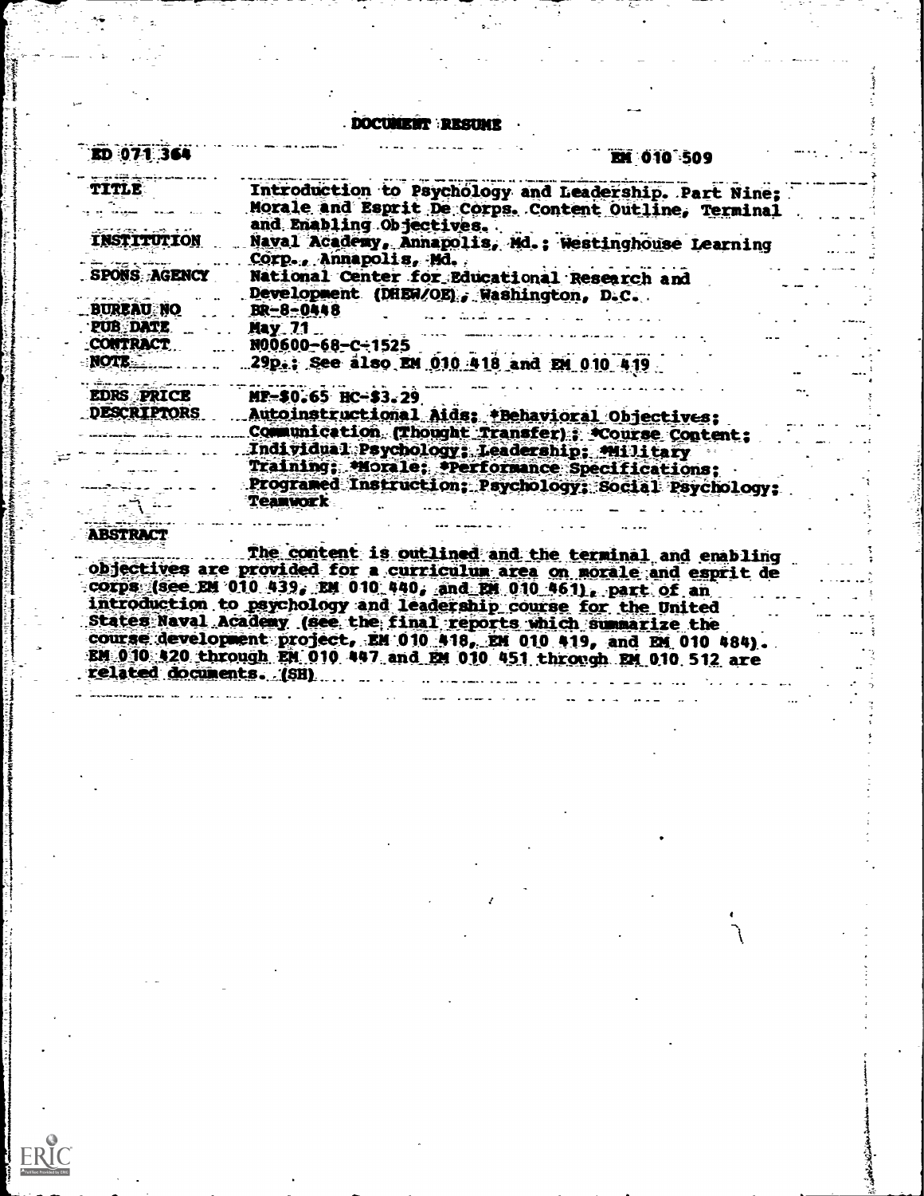# DOCUMENT RESUME

| ED 071 364 | EM 010 509 |
|---|---|
| TITLE | Introduction to Psychology and Leadership. Part Nine; Morale and Esprit De Corps. Content Outline, Terminal and Enabling Objectives. |
| INSTITUTION | Naval Academy, Annapolis, Md.; Westinghouse Learning Corp., Annapolis, Md. |
| SPONS AGENCY | National Center for Educational Research and Development (DHEW/OE), Washington, D.C. |
| BUREAU NO | BR-8-0448 |
| PUB DATE | May 71 |
| CONTRACT | N00600-68-C-1525 |
| NOTE | 29p.; See also EM 010 418 and EM 010 419 |
| EDRS PRICE | MF-$0.65 HC-$3.29 |
| DESCRIPTORS | Autoinstructional Aids; *Behavioral Objectives; Communication (Thought Transfer); *Course Content; Individual Psychology; Leadership; *Military Training; *Morale; *Performance Specifications; Programed Instruction; Psychology; Social Psychology; Teamwork |

**ABSTRACT**

The content is outlined and the terminal and enabling objectives are provided for a curriculum area on morale and esprit de corps (see EM 010 439, EM 010 440, and EM 010 461), part of an introduction to psychology and leadership course for the United States Naval Academy (see the final reports which summarize the course development project, EM 010 418, EM 010 419, and EM 010 484). EM 010 420 through EM 010 447 and EM 010 451 through EM 010 512 are related documents. (SH)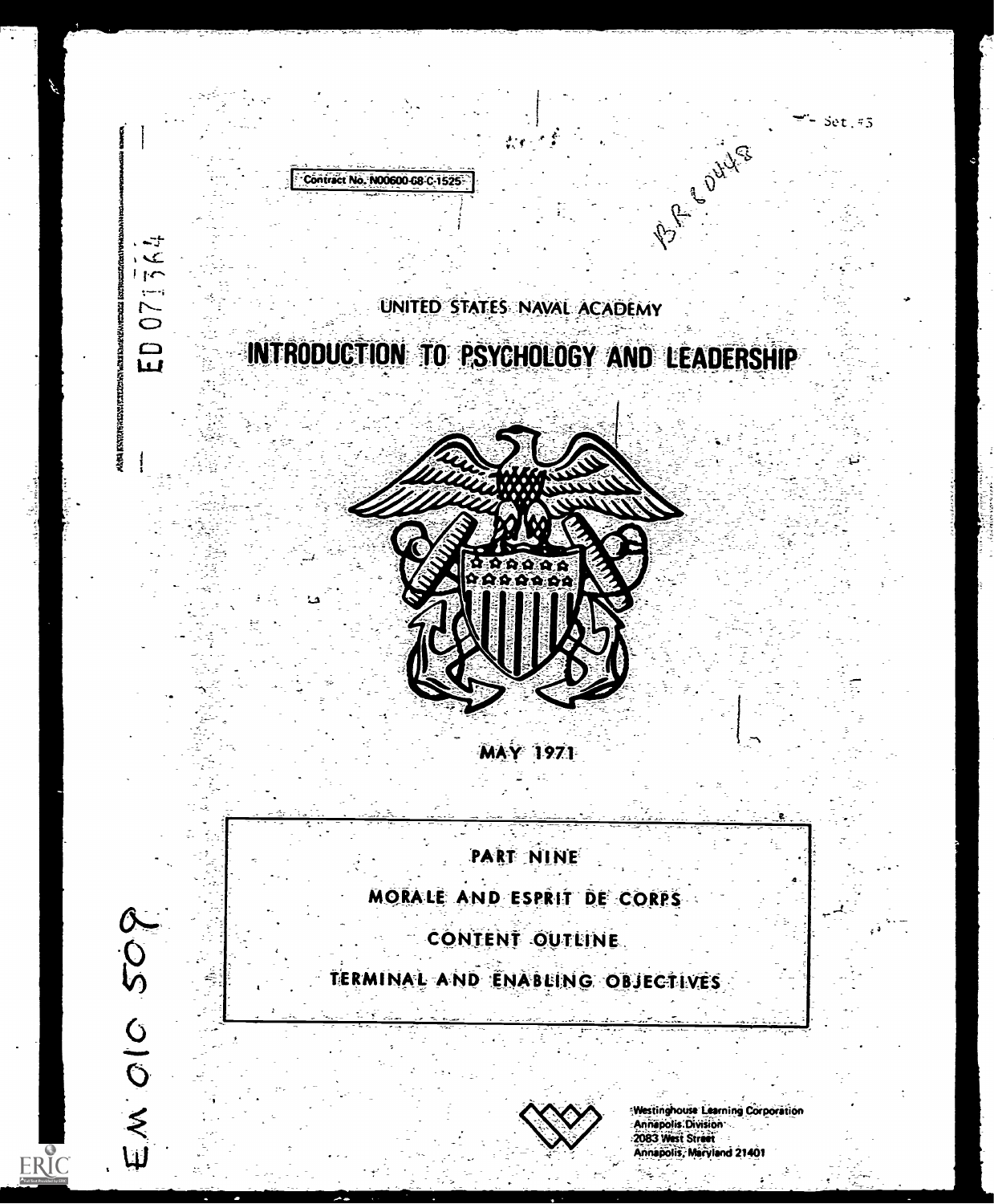Contract No. N00600-68-C-1525

ED 071764

BR 60448

Set #5

UNITED STATES NAVAL ACADEMY

# INTRODUCTION TO PSYCHOLOGY AND LEADERSHIP

MAY 1971

## PART NINE

## MORALE AND ESPRIT DE CORPS

## CONTENT OUTLINE

## TERMINAL AND ENABLING OBJECTIVES

EM 010 509

Westinghouse Learning Corporation
Annapolis Division
2083 West Street
Annapolis, Maryland 21401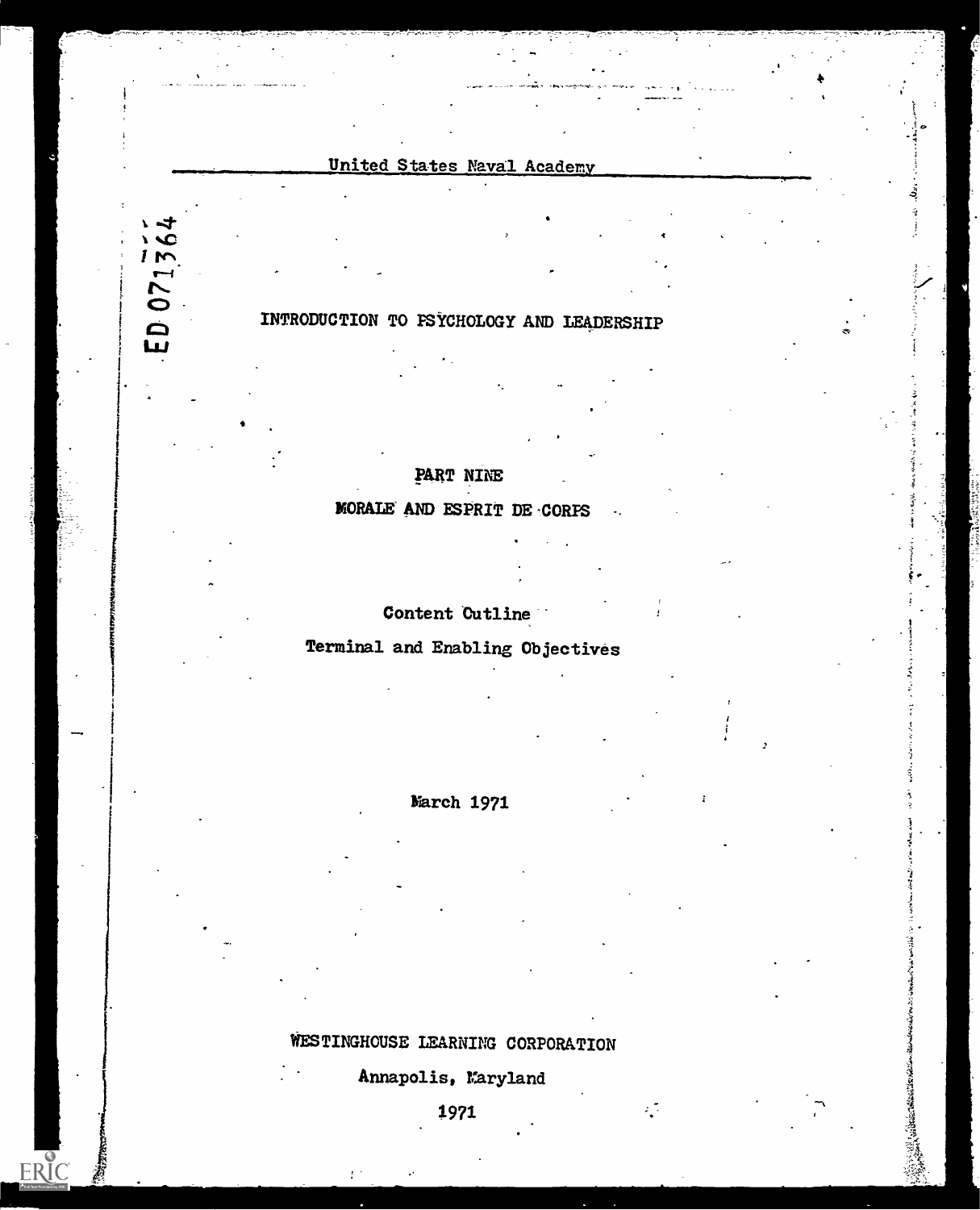United States Naval Academy

ED 071364

# INTRODUCTION TO PSYCHOLOGY AND LEADERSHIP

## PART NINE

## MORALE AND ESPRIT DE CORPS

Content Outline

Terminal and Enabling Objectives

March 1971

WESTINGHOUSE LEARNING CORPORATION

Annapolis, Maryland

1971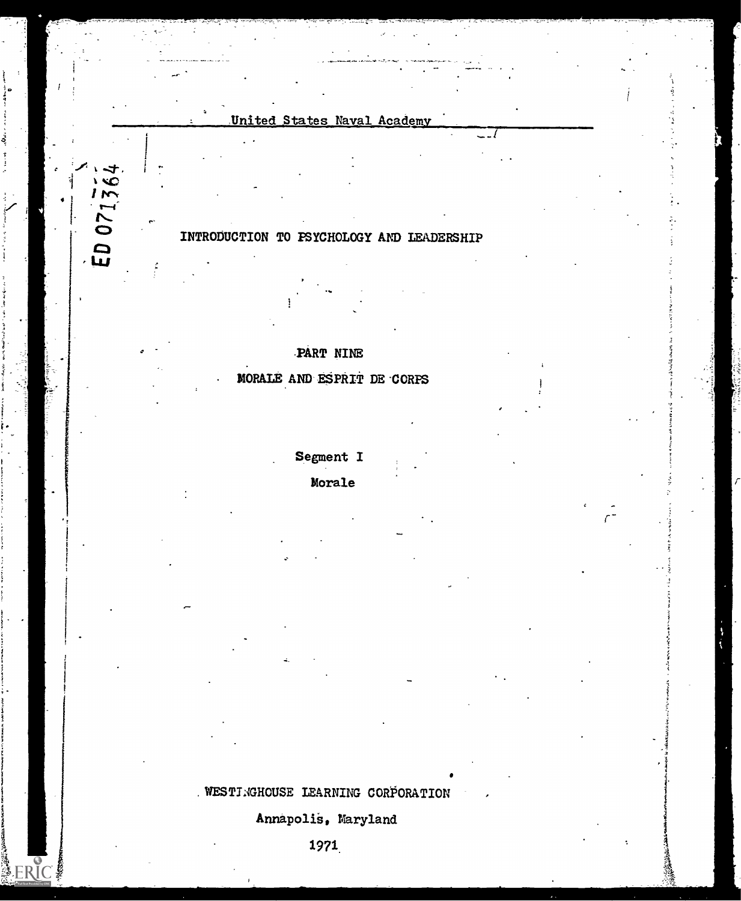United States Naval Academy

ED 071364

# INTRODUCTION TO PSYCHOLOGY AND LEADERSHIP

## PART NINE

## MORALE AND ESPRIT DE CORPS

### Segment I

### Morale

WESTINGHOUSE LEARNING CORPORATION

Annapolis, Maryland

1971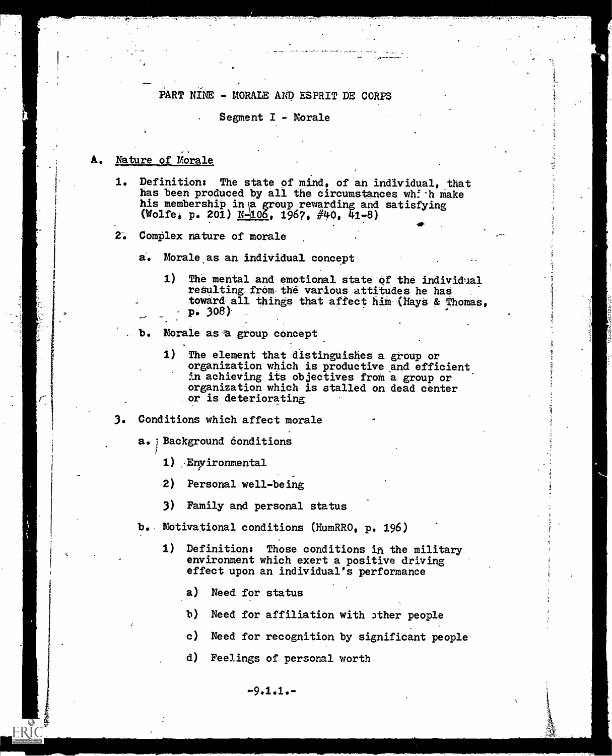# PART NINE - MORALE AND ESPRIT DE CORPS

## Segment I - Morale

### A. Nature of Morale

1. Definition: The state of mind, of an individual, that has been produced by all the circumstances which make his membership in a group rewarding and satisfying (Wolfe, p. 201) N-106, 1967, #40, 41-8)

2. Complex nature of morale

   a. Morale as an individual concept

      1) The mental and emotional state of the individual resulting from the various attitudes he has toward all things that affect him (Hays & Thomas, p. 308)

   b. Morale as a group concept

      1) The element that distinguishes a group or organization which is productive and efficient in achieving its objectives from a group or organization which is stalled on dead center or is deteriorating

3. Conditions which affect morale

   a. Background conditions

      1) Environmental

      2) Personal well-being

      3) Family and personal status

   b. Motivational conditions (HumRRO, p. 196)

      1) Definition: Those conditions in the military environment which exert a positive driving effect upon an individual's performance

         a) Need for status

         b) Need for affiliation with other people

         c) Need for recognition by significant people

         d) Feelings of personal worth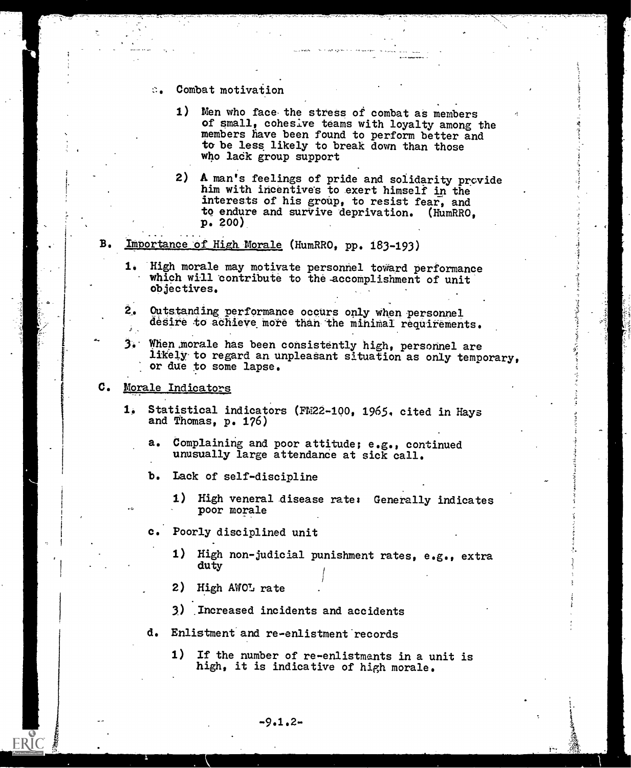c. Combat motivation

   1) Men who face the stress of combat as members of small, cohesive teams with loyalty among the members have been found to perform better and to be less likely to break down than those who lack group support

   2) A man's feelings of pride and solidarity provide him with incentives to exert himself in the interests of his group, to resist fear, and to endure and survive deprivation. (HumRRO, p. 200)

B. Importance of High Morale (HumRRO, pp. 183-193)

   1. High morale may motivate personnel toward performance which will contribute to the accomplishment of unit objectives.

   2. Outstanding performance occurs only when personnel desire to achieve more than the minimal requirements.

   3. When morale has been consistently high, personnel are likely to regard an unpleasant situation as only temporary, or due to some lapse.

C. Morale Indicators

   1. Statistical indicators (FM22-100, 1965, cited in Hays and Thomas, p. 176)

      a. Complaining and poor attitude; e.g., continued unusually large attendance at sick call.

      b. Lack of self-discipline

         1) High venereal disease rate: Generally indicates poor morale

      c. Poorly disciplined unit

         1) High non-judicial punishment rates, e.g., extra duty

         2) High AWOL rate

         3) Increased incidents and accidents

      d. Enlistment and re-enlistment records

         1) If the number of re-enlistments in a unit is high, it is indicative of high morale.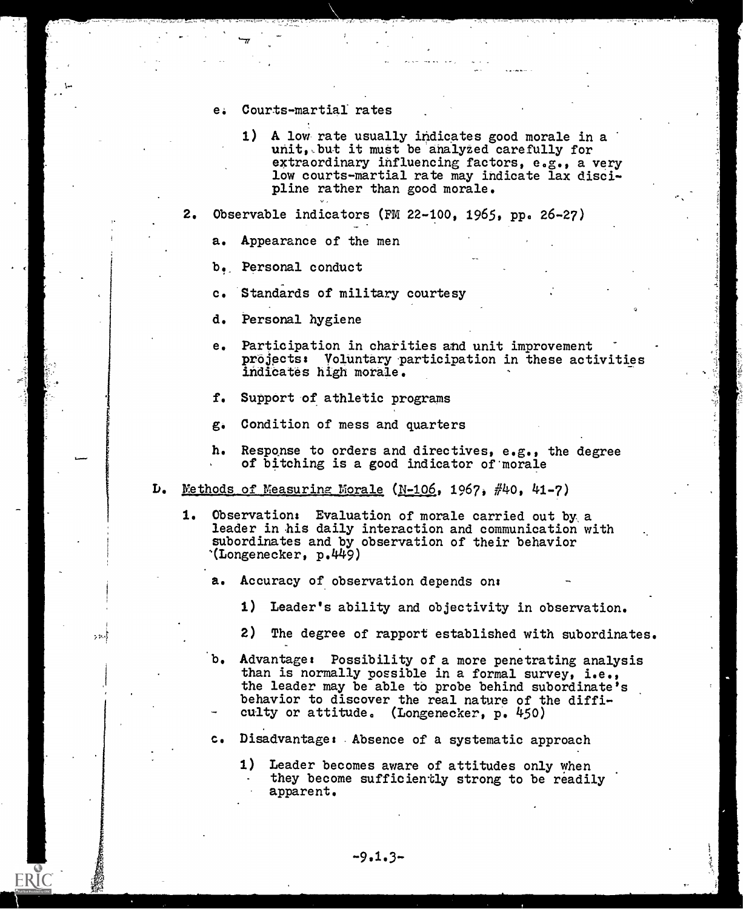e. Courts-martial rates

   1) A low rate usually indicates good morale in a unit, but it must be analyzed carefully for extraordinary influencing factors, e.g., a very low courts-martial rate may indicate lax discipline rather than good morale.

2. Observable indicators (FM 22-100, 1965, pp. 26-27)

   a. Appearance of the men

   b. Personal conduct

   c. Standards of military courtesy

   d. Personal hygiene

   e. Participation in charities and unit improvement projects: Voluntary participation in these activities indicates high morale.

   f. Support of athletic programs

   g. Condition of mess and quarters

   h. Response to orders and directives, e.g., the degree of bitching is a good indicator of morale

D. Methods of Measuring Morale (N-106, 1967, #40, 41-7)

   1. Observation: Evaluation of morale carried out by a leader in his daily interaction and communication with subordinates and by observation of their behavior (Longenecker, p.449)

      a. Accuracy of observation depends on:

         1) Leader's ability and objectivity in observation.

         2) The degree of rapport established with subordinates.

      b. Advantage: Possibility of a more penetrating analysis than is normally possible in a formal survey, i.e., the leader may be able to probe behind subordinate's behavior to discover the real nature of the difficulty or attitude. (Longenecker, p. 450)

      c. Disadvantage: Absence of a systematic approach

         1) Leader becomes aware of attitudes only when they become sufficiently strong to be readily apparent.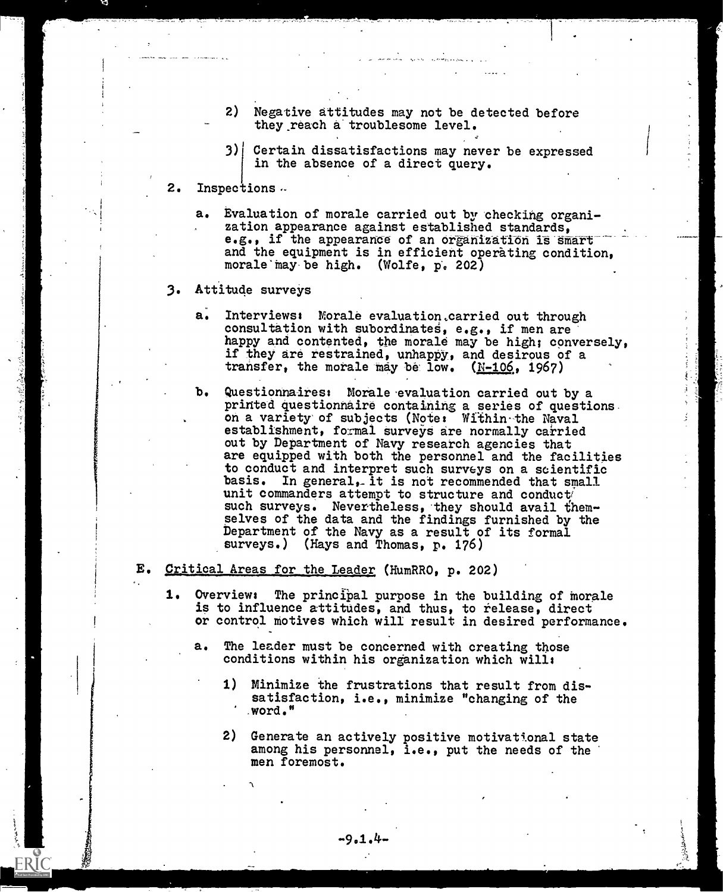2) Negative attitudes may not be detected before they reach a troublesome level.

3) Certain dissatisfactions may never be expressed in the absence of a direct query.

2. Inspections

   a. Evaluation of morale carried out by checking organization appearance against established standards, e.g., if the appearance of an organization is smart and the equipment is in efficient operating condition, morale may be high. (Wolfe, p. 202)

3. Attitude surveys

   a. Interviews: Morale evaluation carried out through consultation with subordinates, e.g., if men are happy and contented, the morale may be high; conversely, if they are restrained, unhappy, and desirous of a transfer, the morale may be low. (N-106, 1967)

   b. Questionnaires: Morale evaluation carried out by a printed questionnaire containing a series of questions on a variety of subjects (Note: Within the Naval establishment, formal surveys are normally carried out by Department of Navy research agencies that are equipped with both the personnel and the facilities to conduct and interpret such surveys on a scientific basis. In general, it is not recommended that small unit commanders attempt to structure and conduct such surveys. Nevertheless, they should avail themselves of the data and the findings furnished by the Department of the Navy as a result of its formal surveys.) (Hays and Thomas, p. 176)

E. <u>Critical Areas for the Leader</u> (HumRRO, p. 202)

1. Overview: The principal purpose in the building of morale is to influence attitudes, and thus, to release, direct or control motives which will result in desired performance.

   a. The leader must be concerned with creating those conditions within his organization which will:

      1) Minimize the frustrations that result from dissatisfaction, i.e., minimize "changing of the word."

      2) Generate an actively positive motivational state among his personnel, i.e., put the needs of the men foremost.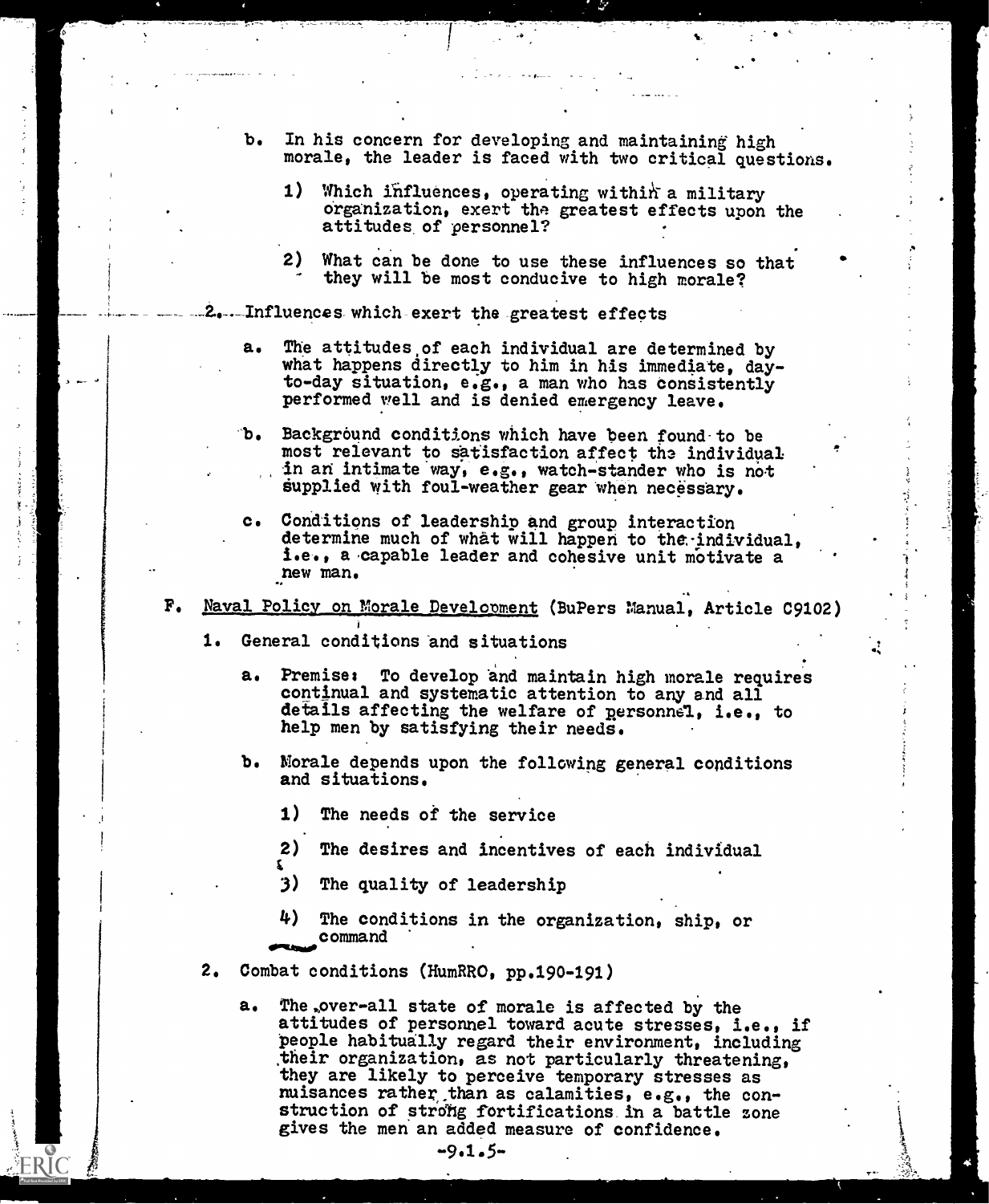b. In his concern for developing and maintaining high morale, the leader is faced with two critical questions.

1) Which influences, operating within a military organization, exert the greatest effects upon the attitudes of personnel?

2) What can be done to use these influences so that they will be most conducive to high morale?

2. Influences which exert the greatest effects

a. The attitudes of each individual are determined by what happens directly to him in his immediate, day-to-day situation, e.g., a man who has consistently performed well and is denied emergency leave.

b. Background conditions which have been found to be most relevant to satisfaction affect the individual in an intimate way, e.g., watch-stander who is not supplied with foul-weather gear when necessary.

c. Conditions of leadership and group interaction determine much of what will happen to the individual, i.e., a capable leader and cohesive unit motivate a new man.

F. <u>Naval Policy on Morale Development</u> (BuPers Manual, Article C9102)

1. General conditions and situations

a. Premise: To develop and maintain high morale requires continual and systematic attention to any and all details affecting the welfare of personnel, i.e., to help men by satisfying their needs.

b. Morale depends upon the following general conditions and situations.

1) The needs of the service

2) The desires and incentives of each individual

3) The quality of leadership

4) The conditions in the organization, ship, or command

2. Combat conditions (HumRRO, pp.190-191)

a. The over-all state of morale is affected by the attitudes of personnel toward acute stresses, i.e., if people habitually regard their environment, including their organization, as not particularly threatening, they are likely to perceive temporary stresses as nuisances rather than as calamities, e.g., the construction of strong fortifications in a battle zone gives the men an added measure of confidence.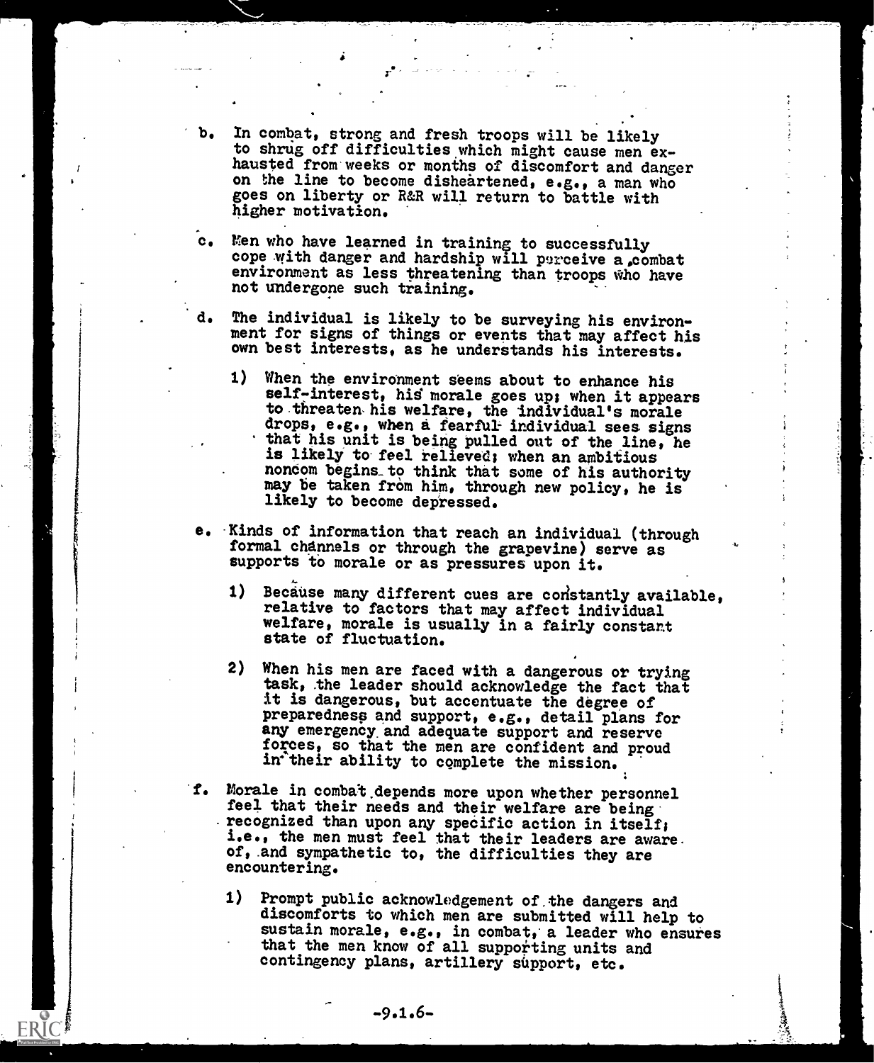b. In combat, strong and fresh troops will be likely to shrug off difficulties which might cause men exhausted from weeks or months of discomfort and danger on the line to become disheartened, e.g., a man who goes on liberty or R&R will return to battle with higher motivation.

c. Men who have learned in training to successfully cope with danger and hardship will perceive a combat environment as less threatening than troops who have not undergone such training.

d. The individual is likely to be surveying his environment for signs of things or events that may affect his own best interests, as he understands his interests.

   1) When the environment seems about to enhance his self-interest, his morale goes up; when it appears to threaten his welfare, the individual's morale drops, e.g., when a fearful individual sees signs that his unit is being pulled out of the line, he is likely to feel relieved; when an ambitious noncom begins to think that some of his authority may be taken from him, through new policy, he is likely to become depressed.

e. Kinds of information that reach an individual (through formal channels or through the grapevine) serve as supports to morale or as pressures upon it.

   1) Because many different cues are constantly available, relative to factors that may affect individual welfare, morale is usually in a fairly constant state of fluctuation.

   2) When his men are faced with a dangerous or trying task, the leader should acknowledge the fact that it is dangerous, but accentuate the degree of preparedness and support, e.g., detail plans for any emergency and adequate support and reserve forces, so that the men are confident and proud in their ability to complete the mission.

f. Morale in combat depends more upon whether personnel feel that their needs and their welfare are being recognized than upon any specific action in itself; i.e., the men must feel that their leaders are aware of, and sympathetic to, the difficulties they are encountering.

   1) Prompt public acknowledgement of the dangers and discomforts to which men are submitted will help to sustain morale, e.g., in combat, a leader who ensures that the men know of all supporting units and contingency plans, artillery support, etc.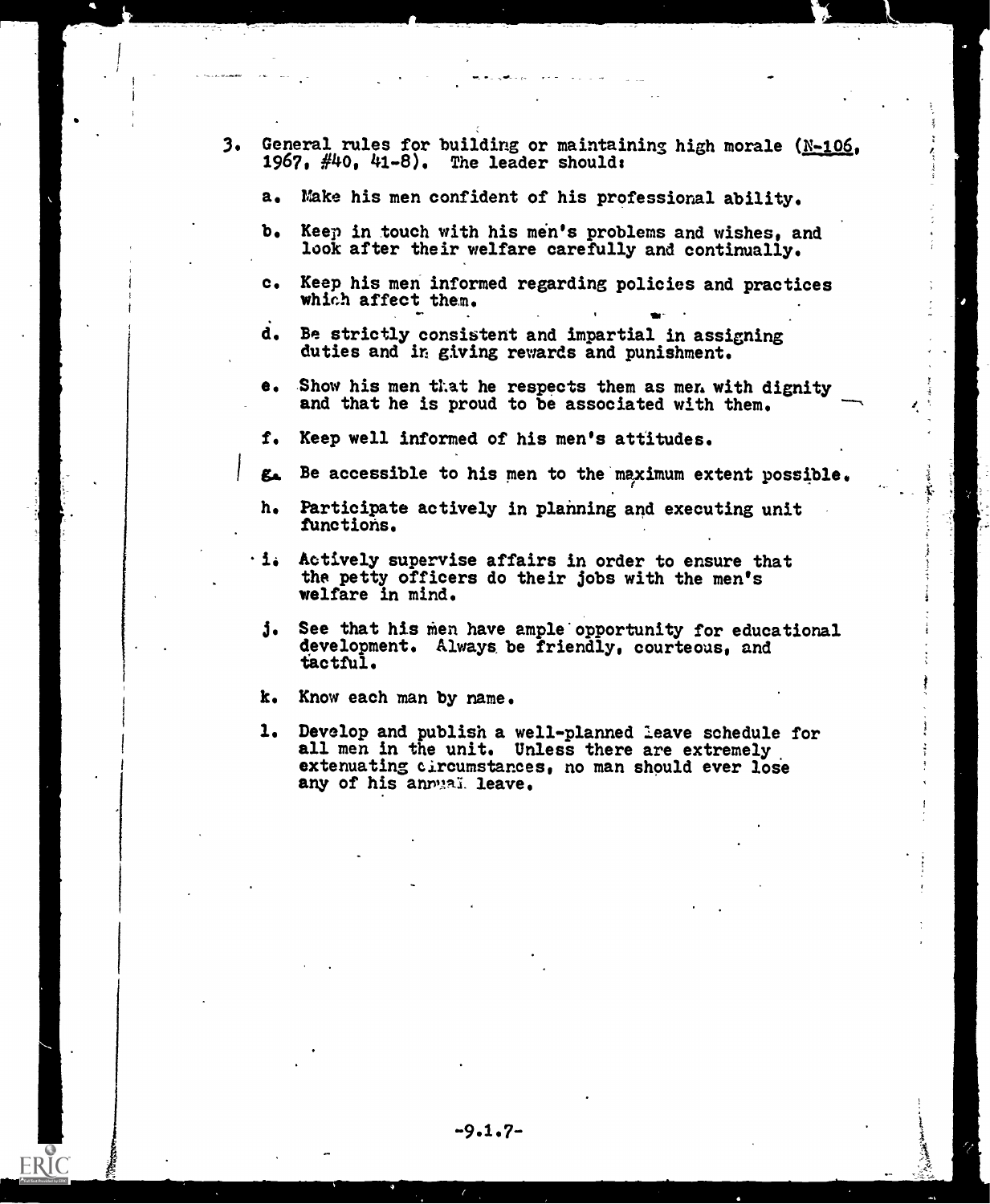3. General rules for building or maintaining high morale (<u>N-106</u>, 1967, #40, 41-8). The leader should:

   a. Make his men confident of his professional ability.

   b. Keep in touch with his men's problems and wishes, and look after their welfare carefully and continually.

   c. Keep his men informed regarding policies and practices which affect them.

   d. Be strictly consistent and impartial in assigning duties and in giving rewards and punishment.

   e. Show his men that he respects them as men with dignity and that he is proud to be associated with them.

   f. Keep well informed of his men's attitudes.

   g. Be accessible to his men to the maximum extent possible.

   h. Participate actively in planning and executing unit functions.

   i. Actively supervise affairs in order to ensure that the petty officers do their jobs with the men's welfare in mind.

   j. See that his men have ample opportunity for educational development. Always be friendly, courteous, and tactful.

   k. Know each man by name.

   l. Develop and publish a well-planned leave schedule for all men in the unit. Unless there are extremely extenuating circumstances, no man should ever lose any of his annual leave.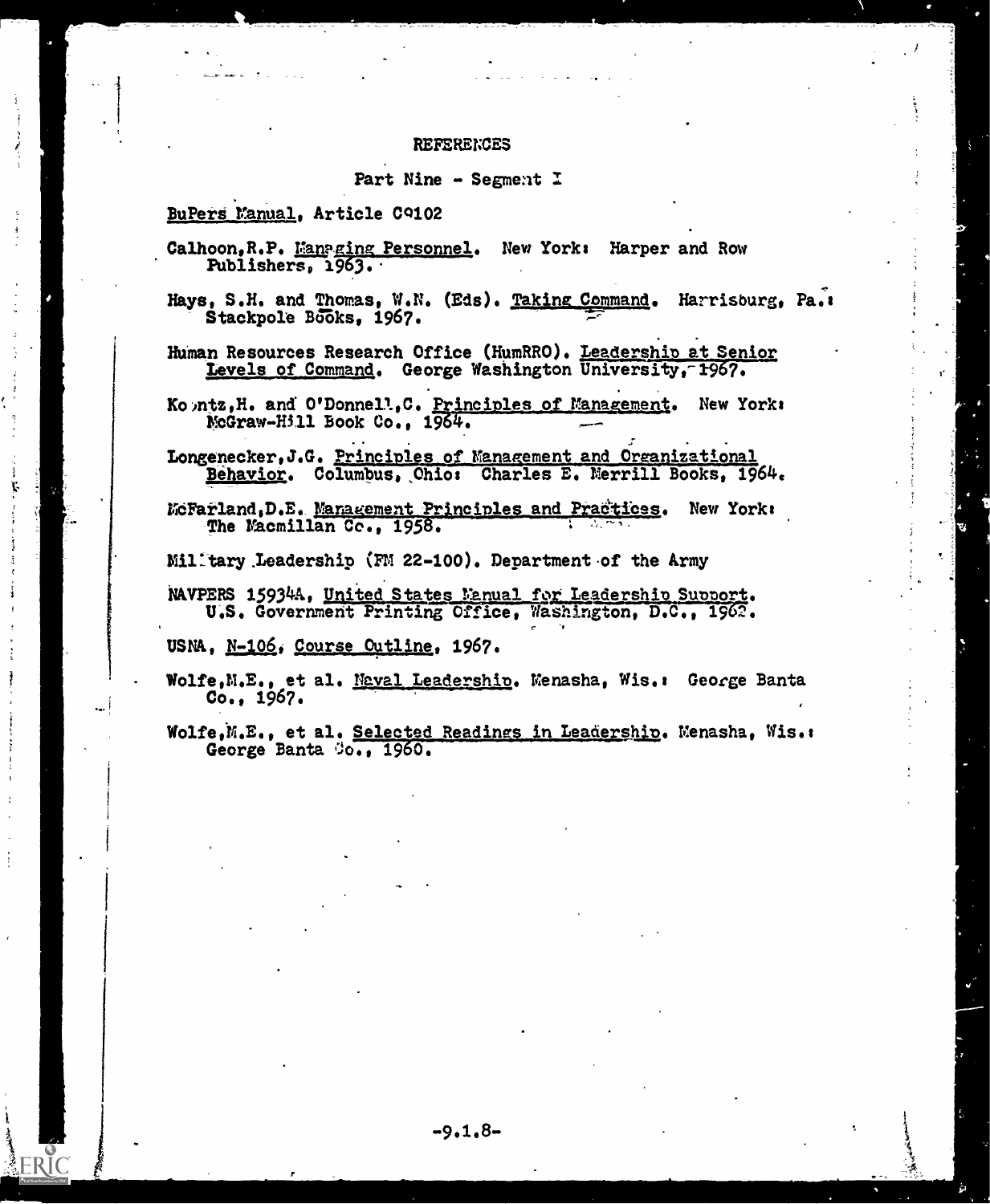# REFERENCES

## Part Nine - Segment I

BuPers Manual, Article C9102

Calhoon, R.P. Managing Personnel. New York: Harper and Row Publishers, 1963.

Hays, S.H. and Thomas, W.N. (Eds). Taking Command. Harrisburg, Pa.: Stackpole Books, 1967.

Human Resources Research Office (HumRRO). Leadership at Senior Levels of Command. George Washington University, 1967.

Koontz, H. and O'Donnell, C. Principles of Management. New York: McGraw-Hill Book Co., 1964.

Longenecker, J.G. Principles of Management and Organizational Behavior. Columbus, Ohio: Charles E. Merrill Books, 1964.

McFarland, D.E. Management Principles and Practices. New York: The Macmillan Co., 1958.

Military Leadership (FM 22-100). Department of the Army

NAVPERS 15934A, United States Manual for Leadership Support. U.S. Government Printing Office, Washington, D.C., 1962.

USNA, N-106, Course Outline, 1967.

Wolfe, M.E., et al. Naval Leadership. Menasha, Wis.: George Banta Co., 1967.

Wolfe, M.E., et al. Selected Readings in Leadership. Menasha, Wis.: George Banta Co., 1960.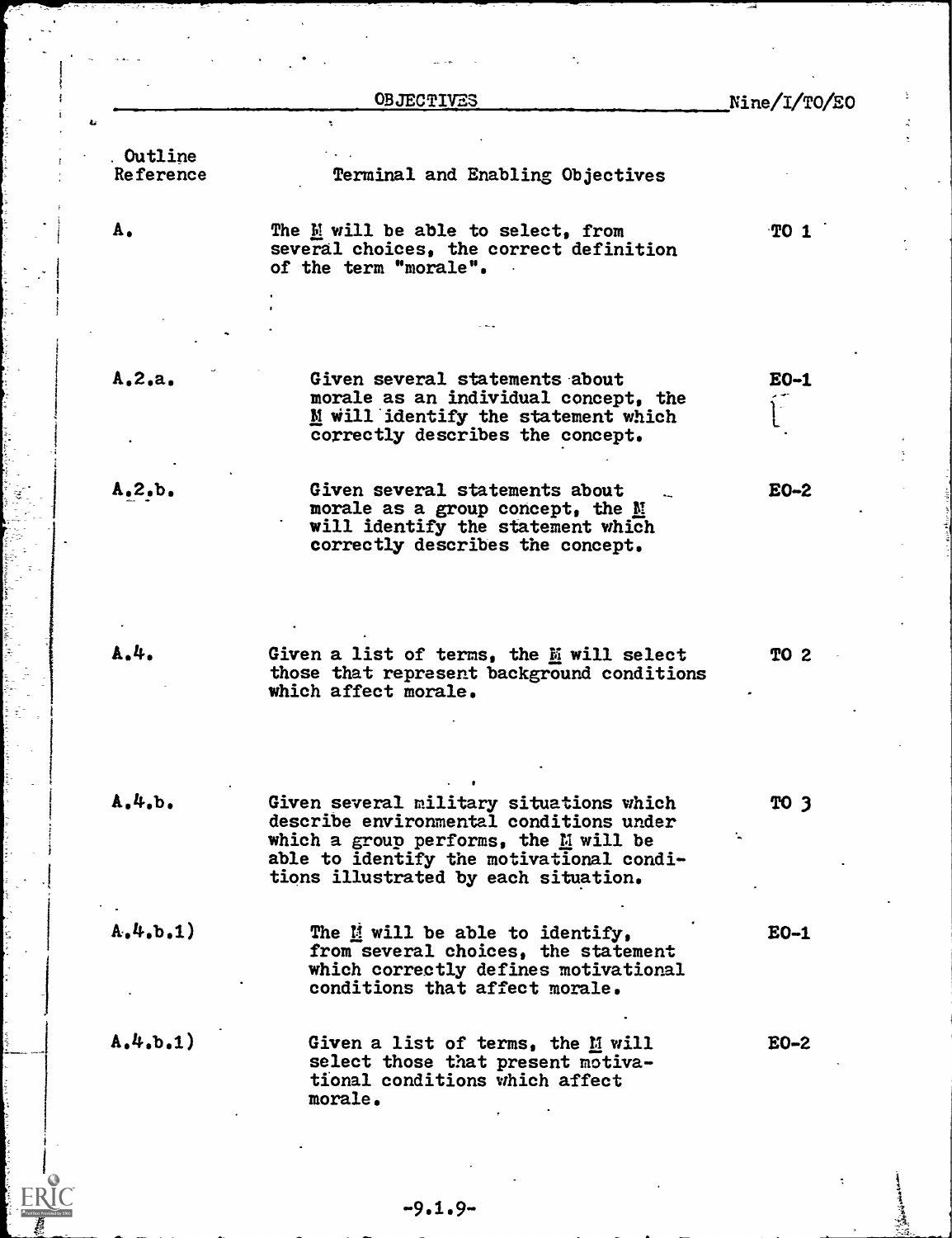## OBJECTIVES

Nine/I/TO/EO

| Outline Reference | Terminal and Enabling Objectives | |
|---|---|---|
| A. | The M will be able to select, from several choices, the correct definition of the term "morale". | TO 1 |
| A.2.a. | Given several statements about morale as an individual concept, the M will identify the statement which correctly describes the concept. | EO-1 |
| A.2.b. | Given several statements about morale as a group concept, the M will identify the statement which correctly describes the concept. | EO-2 |
| A.4. | Given a list of terms, the M will select those that represent background conditions which affect morale. | TO 2 |
| A.4.b. | Given several military situations which describe environmental conditions under which a group performs, the M will be able to identify the motivational conditions illustrated by each situation. | TO 3 |
| A.4.b.1) | The M will be able to identify, from several choices, the statement which correctly defines motivational conditions that affect morale. | EO-1 |
| A.4.b.1) | Given a list of terms, the M will select those that present motivational conditions which affect morale. | EO-2 |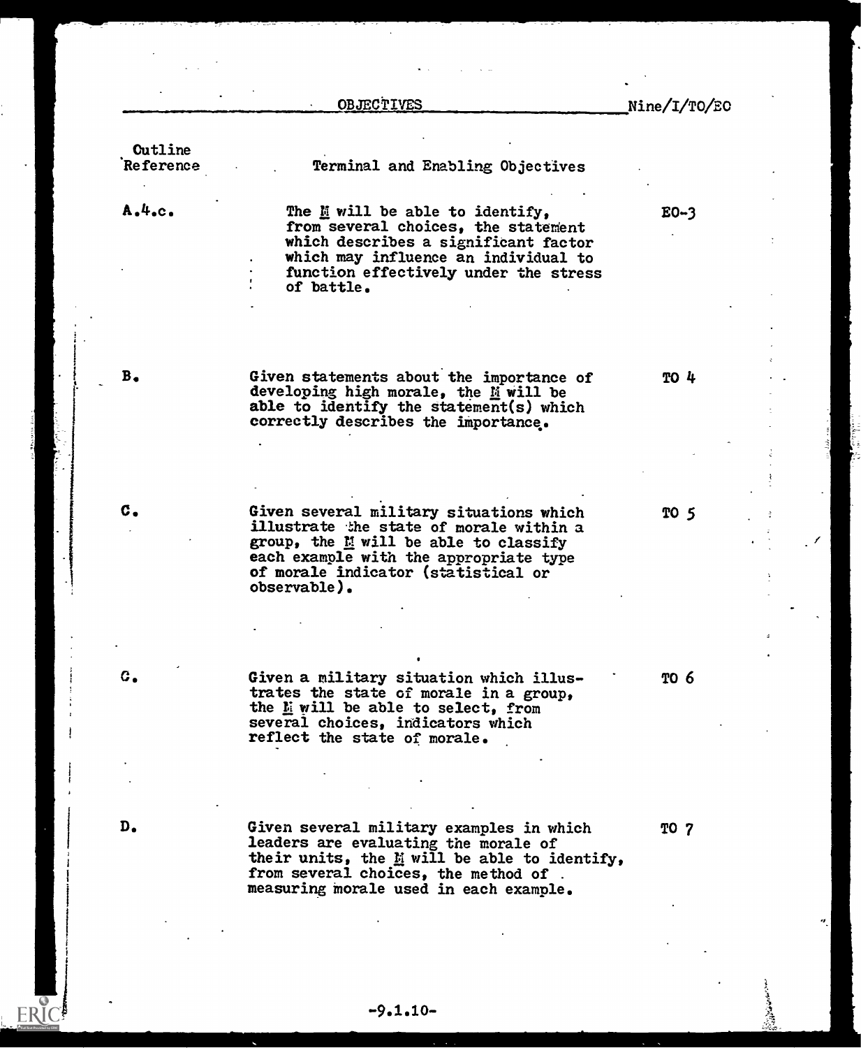## OBJECTIVES

Nine/I/TO/EO

| Outline Reference | Terminal and Enabling Objectives | |
|---|---|---|
| A.4.c. | The M will be able to identify, from several choices, the statement which describes a significant factor which may influence an individual to function effectively under the stress of battle. | EO-3 |
| B. | Given statements about the importance of developing high morale, the M will be able to identify the statement(s) which correctly describes the importance. | TO 4 |
| C. | Given several military situations which illustrate the state of morale within a group, the M will be able to classify each example with the appropriate type of morale indicator (statistical or observable). | TO 5 |
| C. | Given a military situation which illustrates the state of morale in a group, the M will be able to select, from several choices, indicators which reflect the state of morale. | TO 6 |
| D. | Given several military examples in which leaders are evaluating the morale of their units, the M will be able to identify, from several choices, the method of measuring morale used in each example. | TO 7 |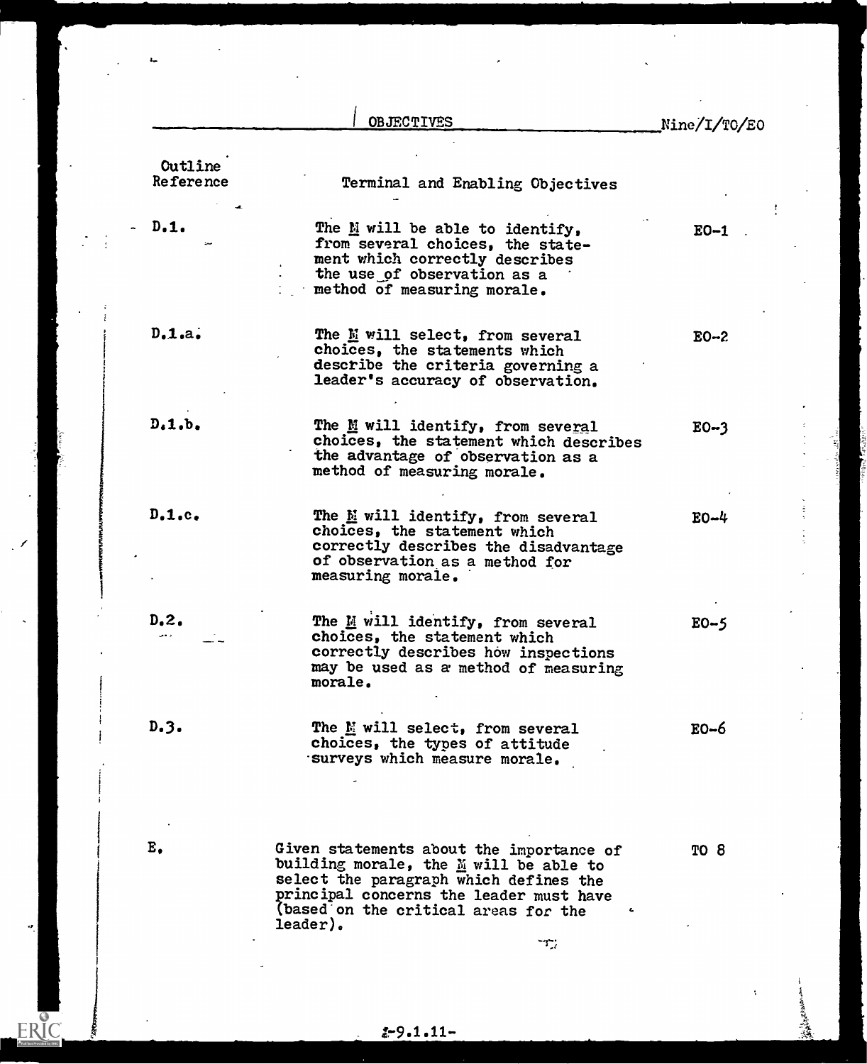## OBJECTIVES

Nine/I/TO/EO

| Outline Reference | Terminal and Enabling Objectives | |
|---|---|---|
| D.1. | The M will be able to identify, from several choices, the statement which correctly describes the use of observation as a method of measuring morale. | EO-1 |
| D.1.a. | The M will select, from several choices, the statements which describe the criteria governing a leader's accuracy of observation. | EO-2 |
| D.1.b. | The M will identify, from several choices, the statement which describes the advantage of observation as a method of measuring morale. | EO-3 |
| D.1.c. | The M will identify, from several choices, the statement which correctly describes the disadvantage of observation as a method for measuring morale. | EO-4 |
| D.2. | The M will identify, from several choices, the statement which correctly describes how inspections may be used as a method of measuring morale. | EO-5 |
| D.3. | The M will select, from several choices, the types of attitude surveys which measure morale. | EO-6 |
| E. | Given statements about the importance of building morale, the M will be able to select the paragraph which defines the principal concerns the leader must have (based on the critical areas for the leader). | TO 8 |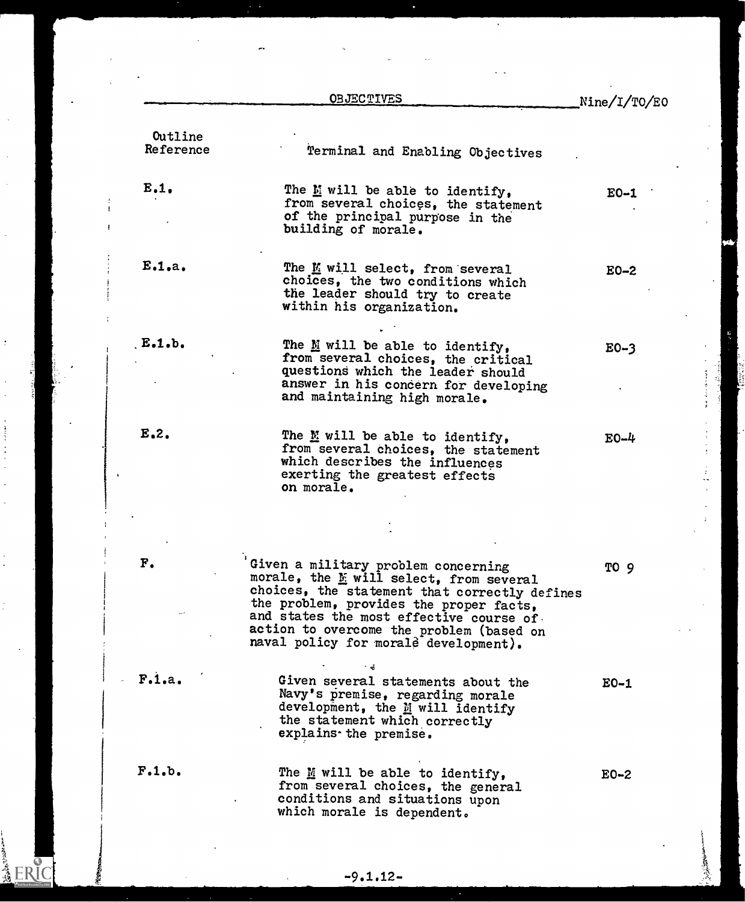## OBJECTIVES

Nine/I/TO/EO

| Outline Reference | Terminal and Enabling Objectives | |
|---|---|---|
| E.1. | The M will be able to identify, from several choices, the statement of the principal purpose in the building of morale. | EO-1 |
| E.1.a. | The M will select, from several choices, the two conditions which the leader should try to create within his organization. | EO-2 |
| E.1.b. | The M will be able to identify, from several choices, the critical questions which the leader should answer in his concern for developing and maintaining high morale. | EO-3 |
| E.2. | The M will be able to identify, from several choices, the statement which describes the influences exerting the greatest effects on morale. | EO-4 |
| F. | Given a military problem concerning morale, the M will select, from several choices, the statement that correctly defines the problem, provides the proper facts, and states the most effective course of action to overcome the problem (based on naval policy for morale development). | TO 9 |
| F.1.a. | Given several statements about the Navy's premise, regarding morale development, the M will identify the statement which correctly explains the premise. | EO-1 |
| F.1.b. | The M will be able to identify, from several choices, the general conditions and situations upon which morale is dependent. | EO-2 |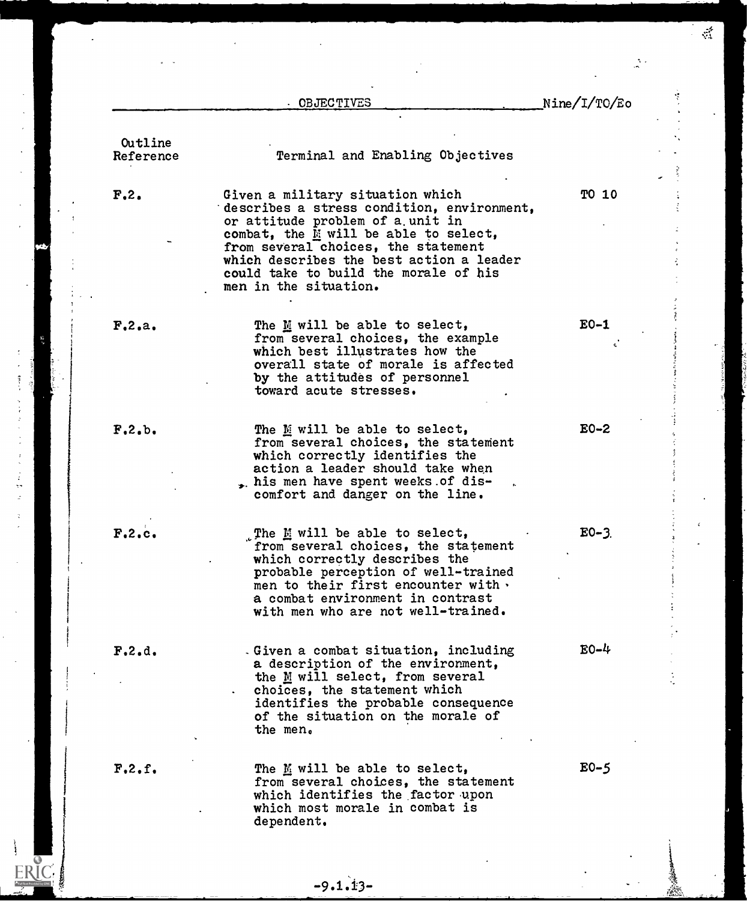## OBJECTIVES

Nine/I/TO/Eo

| Outline Reference | Terminal and Enabling Objectives | |
|---|---|---|
| F.2. | Given a military situation which describes a stress condition, environment, or attitude problem of a unit in combat, the M will be able to select, from several choices, the statement which describes the best action a leader could take to build the morale of his men in the situation. | TO 10 |
| F.2.a. | The M will be able to select, from several choices, the example which best illustrates how the overall state of morale is affected by the attitudes of personnel toward acute stresses. | EO-1 |
| F.2.b. | The M will be able to select, from several choices, the statement which correctly identifies the action a leader should take when his men have spent weeks of discomfort and danger on the line. | EO-2 |
| F.2.c. | The M will be able to select, from several choices, the statement which correctly describes the probable perception of well-trained men to their first encounter with a combat environment in contrast with men who are not well-trained. | EO-3 |
| F.2.d. | Given a combat situation, including a description of the environment, the M will select, from several choices, the statement which identifies the probable consequence of the situation on the morale of the men. | EO-4 |
| F.2.f. | The M will be able to select, from several choices, the statement which identifies the factor upon which most morale in combat is dependent. | EO-5 |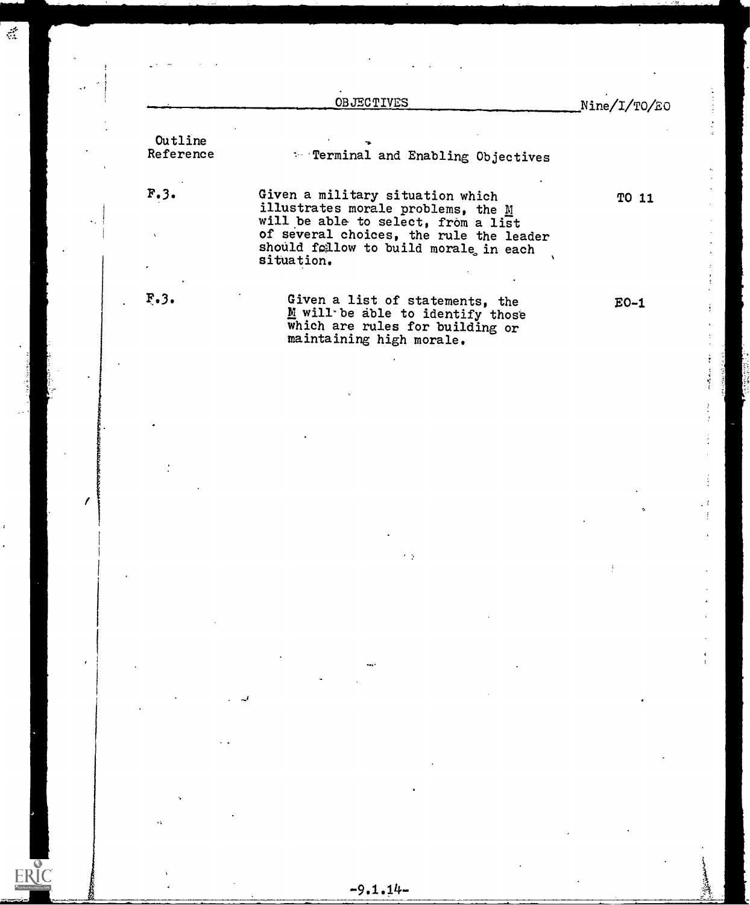## OBJECTIVES  Nine/I/TO/EO

| Outline Reference | Terminal and Enabling Objectives | |
|---|---|---|
| F.3. | Given a military situation which illustrates morale problems, the M will be able to select, from a list of several choices, the rule the leader should follow to build morale in each situation. | TO 11 |
| F.3. | Given a list of statements, the M will be able to identify those which are rules for building or maintaining high morale. | EO-1 |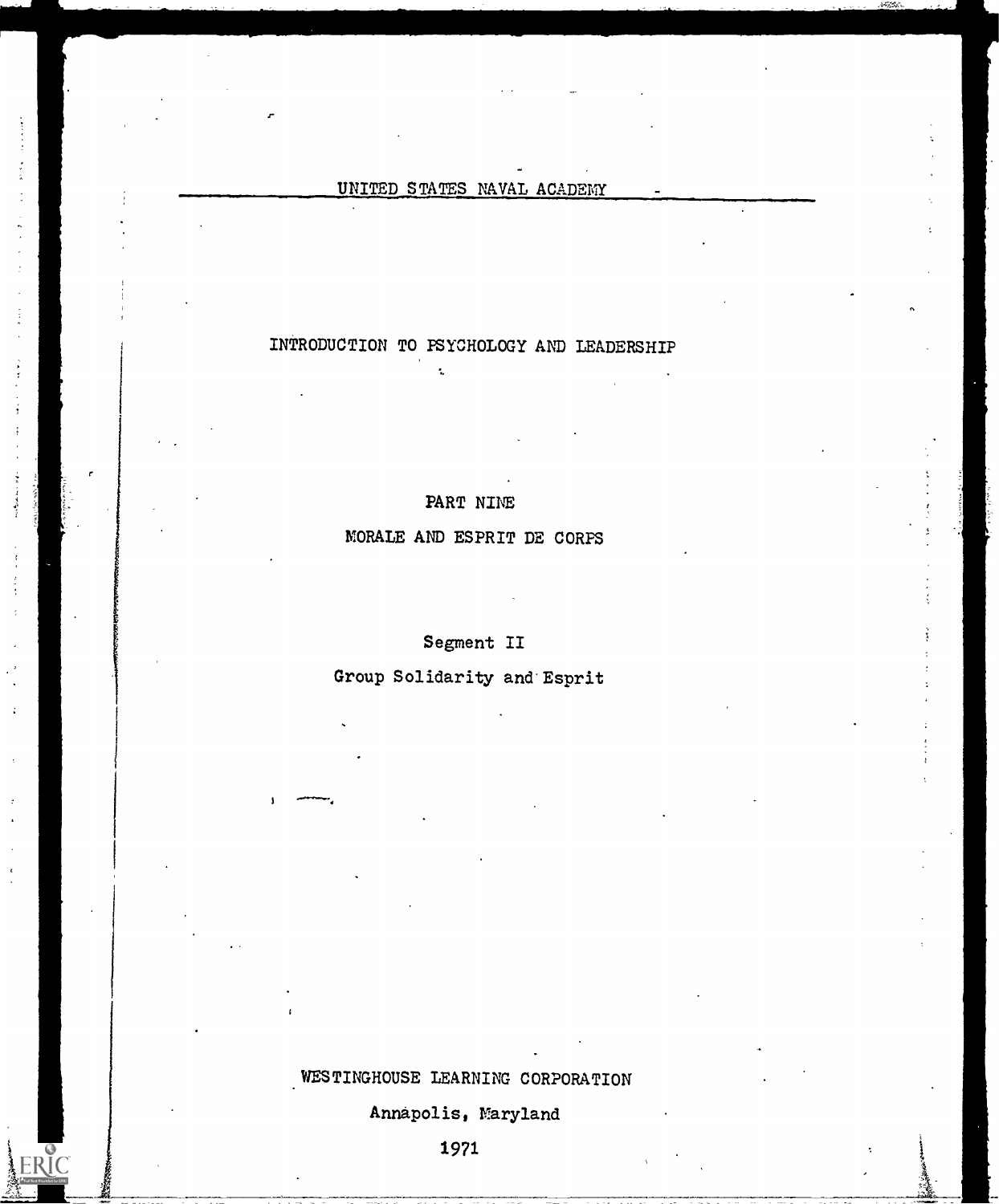UNITED STATES NAVAL ACADEMY

# INTRODUCTION TO PSYCHOLOGY AND LEADERSHIP

## PART NINE

## MORALE AND ESPRIT DE CORPS

### Segment II

### Group Solidarity and Esprit

WESTINGHOUSE LEARNING CORPORATION

Annapolis, Maryland

1971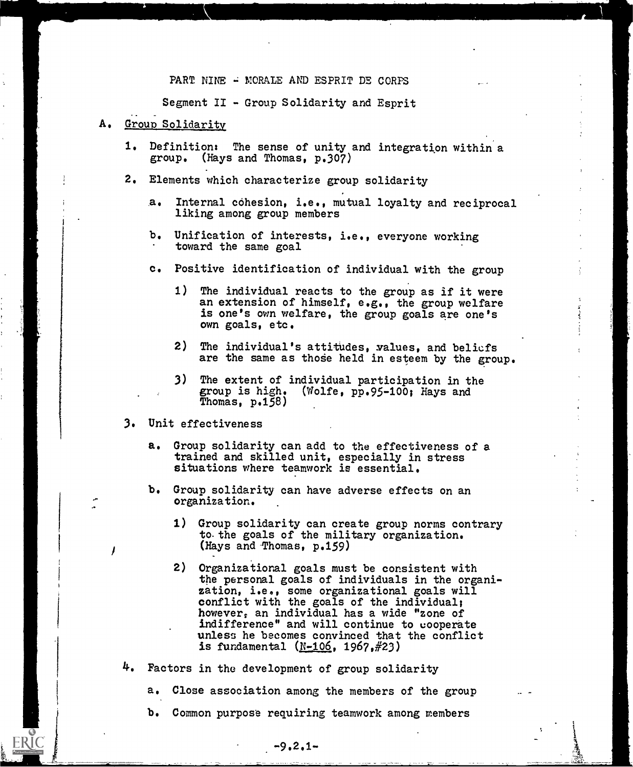PART NINE - MORALE AND ESPRIT DE CORPS

Segment II - Group Solidarity and Esprit

A. Group Solidarity

1. Definition: The sense of unity and integration within a group. (Hays and Thomas, p.307)

2. Elements which characterize group solidarity

   a. Internal cohesion, i.e., mutual loyalty and reciprocal liking among group members

   b. Unification of interests, i.e., everyone working toward the same goal

   c. Positive identification of individual with the group

      1) The individual reacts to the group as if it were an extension of himself, e.g., the group welfare is one's own welfare, the group goals are one's own goals, etc.

      2) The individual's attitudes, values, and beliefs are the same as those held in esteem by the group.

      3) The extent of individual participation in the group is high. (Wolfe, pp.95-100; Hays and Thomas, p.158)

3. Unit effectiveness

   a. Group solidarity can add to the effectiveness of a trained and skilled unit, especially in stress situations where teamwork is essential.

   b. Group solidarity can have adverse effects on an organization.

      1) Group solidarity can create group norms contrary to the goals of the military organization. (Hays and Thomas, p.159)

      2) Organizational goals must be consistent with the personal goals of individuals in the organization, i.e., some organizational goals will conflict with the goals of the individual; however, an individual has a wide "zone of indifference" and will continue to cooperate unless he becomes convinced that the conflict is fundamental (N-106, 1967,#23)

4. Factors in the development of group solidarity

   a. Close association among the members of the group

   b. Common purpose requiring teamwork among members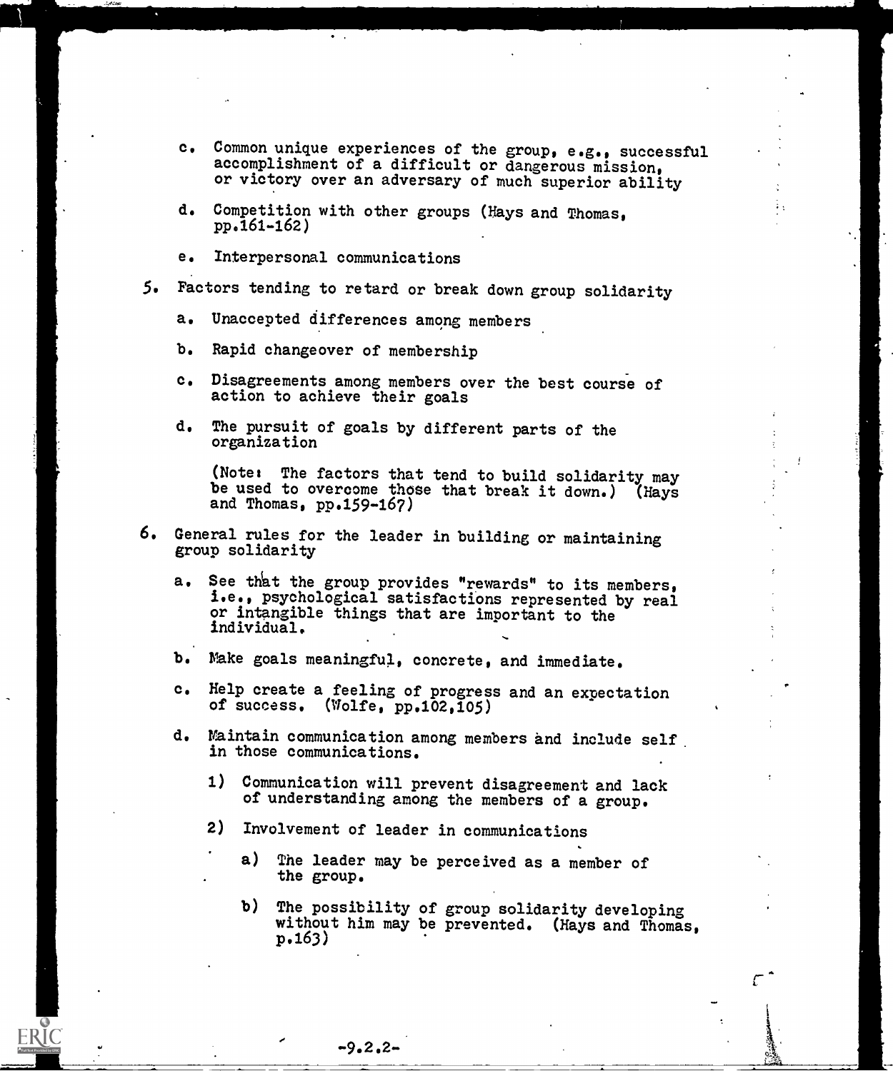c. Common unique experiences of the group, e.g., successful accomplishment of a difficult or dangerous mission, or victory over an adversary of much superior ability

d. Competition with other groups (Hays and Thomas, pp.161-162)

e. Interpersonal communications

5. Factors tending to retard or break down group solidarity

   a. Unaccepted differences among members

   b. Rapid changeover of membership

   c. Disagreements among members over the best course of action to achieve their goals

   d. The pursuit of goals by different parts of the organization

   (Note: The factors that tend to build solidarity may be used to overcome those that break it down.) (Hays and Thomas, pp.159-167)

6. General rules for the leader in building or maintaining group solidarity

   a. See that the group provides "rewards" to its members, i.e., psychological satisfactions represented by real or intangible things that are important to the individual.

   b. Make goals meaningful, concrete, and immediate.

   c. Help create a feeling of progress and an expectation of success. (Wolfe, pp.102,105)

   d. Maintain communication among members and include self in those communications.

      1) Communication will prevent disagreement and lack of understanding among the members of a group.

      2) Involvement of leader in communications

         a) The leader may be perceived as a member of the group.

         b) The possibility of group solidarity developing without him may be prevented. (Hays and Thomas, p.163)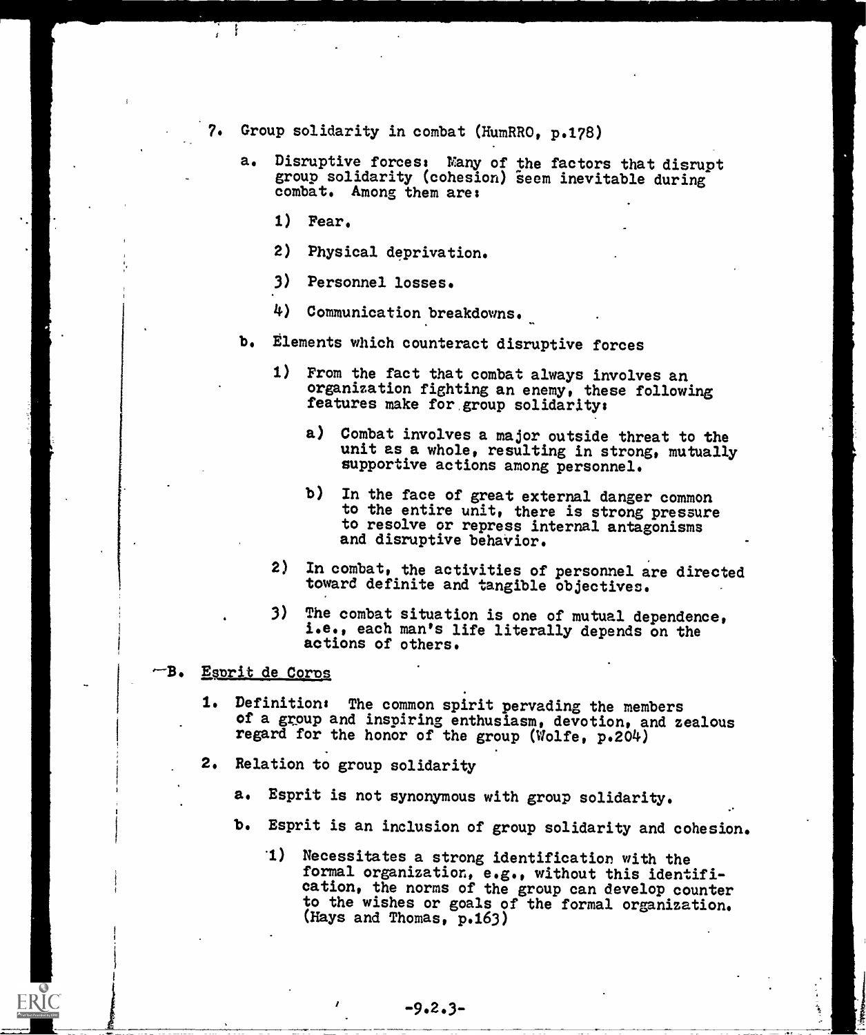7. Group solidarity in combat (HumRRO, p.178)

   a. Disruptive forces: Many of the factors that disrupt group solidarity (cohesion) seem inevitable during combat. Among them are:

      1) Fear.

      2) Physical deprivation.

      3) Personnel losses.

      4) Communication breakdowns.

   b. Elements which counteract disruptive forces

      1) From the fact that combat always involves an organization fighting an enemy, these following features make for group solidarity:

         a) Combat involves a major outside threat to the unit as a whole, resulting in strong, mutually supportive actions among personnel.

         b) In the face of great external danger common to the entire unit, there is strong pressure to resolve or repress internal antagonisms and disruptive behavior.

      2) In combat, the activities of personnel are directed toward definite and tangible objectives.

      3) The combat situation is one of mutual dependence, i.e., each man's life literally depends on the actions of others.

B. <u>Esprit de Corps</u>

1. Definition: The common spirit pervading the members of a group and inspiring enthusiasm, devotion, and zealous regard for the honor of the group (Wolfe, p.204)

2. Relation to group solidarity

   a. Esprit is not synonymous with group solidarity.

   b. Esprit is an inclusion of group solidarity and cohesion.

      1) Necessitates a strong identification with the formal organization, e.g., without this identification, the norms of the group can develop counter to the wishes or goals of the formal organization. (Hays and Thomas, p.163)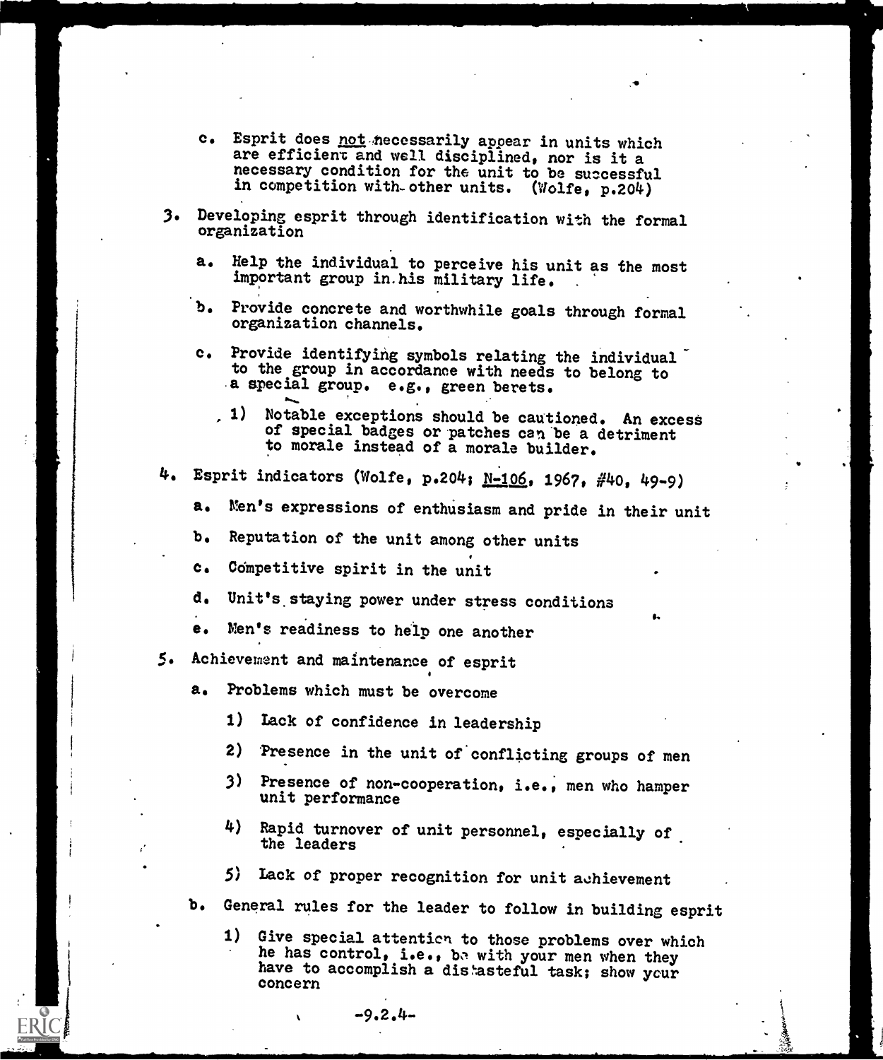c. Esprit does not necessarily appear in units which are efficient and well disciplined, nor is it a necessary condition for the unit to be successful in competition with other units. (Wolfe, p.204)

3. Developing esprit through identification with the formal organization

   a. Help the individual to perceive his unit as the most important group in his military life.

   b. Provide concrete and worthwhile goals through formal organization channels.

   c. Provide identifying symbols relating the individual to the group in accordance with needs to belong to a special group. e.g., green berets.

      1) Notable exceptions should be cautioned. An excess of special badges or patches can be a detriment to morale instead of a morale builder.

4. Esprit indicators (Wolfe, p.204; N-106, 1967, #40, 49-9)

   a. Men's expressions of enthusiasm and pride in their unit

   b. Reputation of the unit among other units

   c. Competitive spirit in the unit

   d. Unit's staying power under stress conditions

   e. Men's readiness to help one another

5. Achievement and maintenance of esprit

   a. Problems which must be overcome

      1) Lack of confidence in leadership

      2) Presence in the unit of conflicting groups of men

      3) Presence of non-cooperation, i.e., men who hamper unit performance

      4) Rapid turnover of unit personnel, especially of the leaders

      5) Lack of proper recognition for unit achievement

   b. General rules for the leader to follow in building esprit

      1) Give special attention to those problems over which he has control, i.e., be with your men when they have to accomplish a distasteful task; show your concern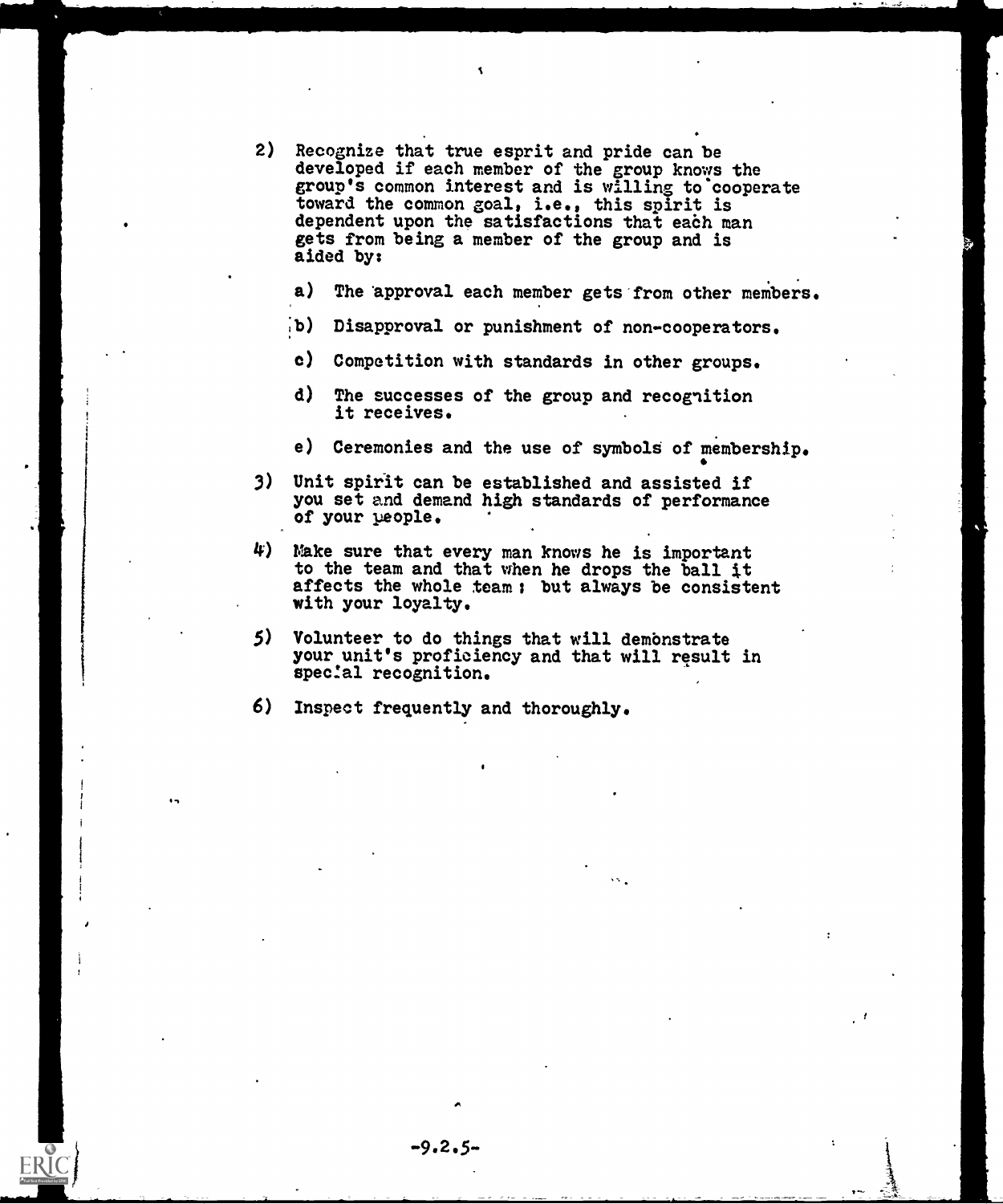2) Recognize that true esprit and pride can be developed if each member of the group knows the group's common interest and is willing to cooperate toward the common goal, i.e., this spirit is dependent upon the satisfactions that each man gets from being a member of the group and is aided by:

   a) The approval each member gets from other members.

   b) Disapproval or punishment of non-cooperators.

   c) Competition with standards in other groups.

   d) The successes of the group and recognition it receives.

   e) Ceremonies and the use of symbols of membership.

3) Unit spirit can be established and assisted if you set and demand high standards of performance of your people.

4) Make sure that every man knows he is important to the team and that when he drops the ball it affects the whole team; but always be consistent with your loyalty.

5) Volunteer to do things that will demonstrate your unit's proficiency and that will result in special recognition.

6) Inspect frequently and thoroughly.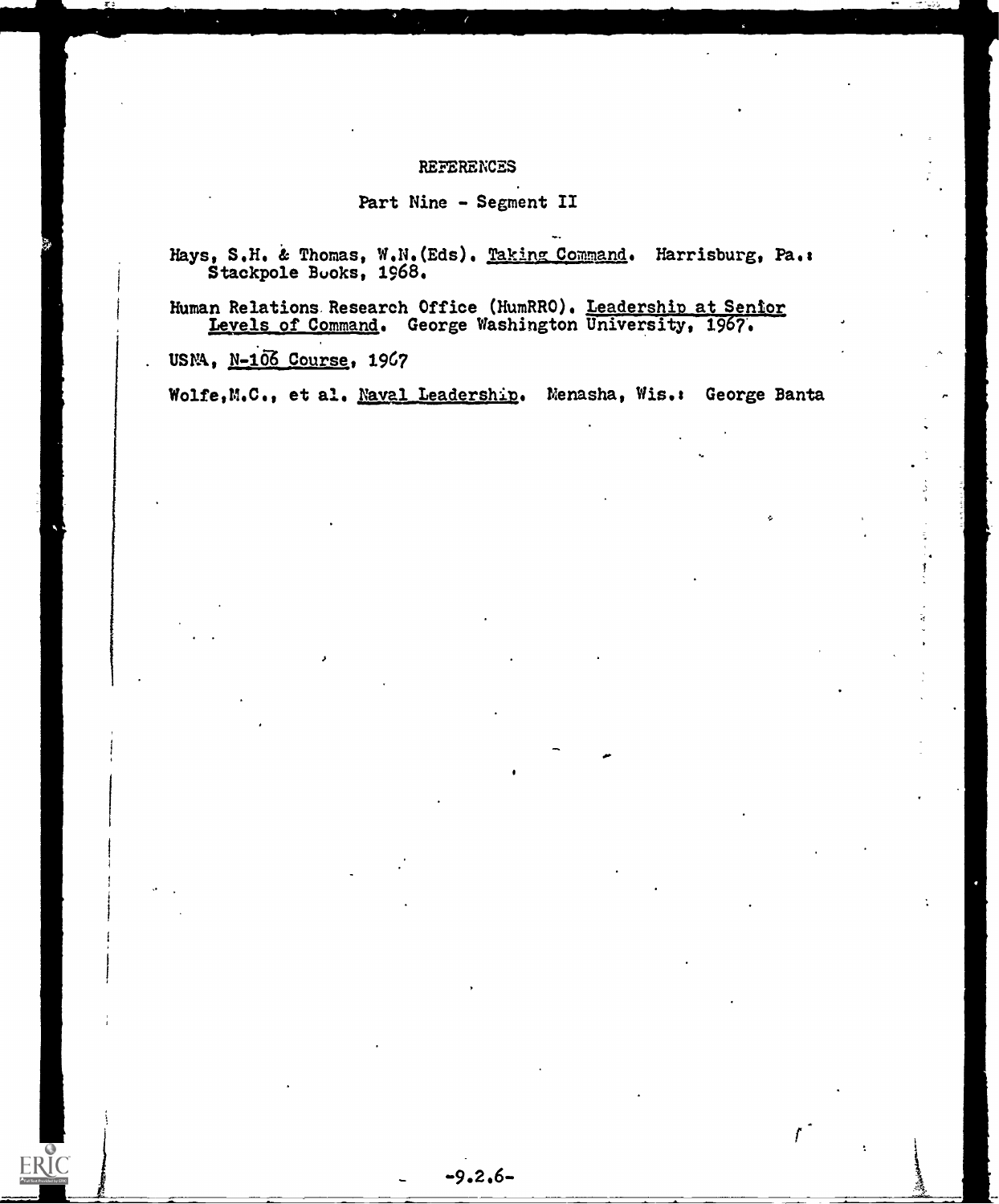# REFERENCES

## Part Nine - Segment II

Hays, S.H. & Thomas, W.N.(Eds). Taking Command. Harrisburg, Pa.: Stackpole Books, 1968.

Human Relations Research Office (HumRRO). Leadership at Senior Levels of Command. George Washington University, 1967.

USNA, N-106 Course, 1967

Wolfe,M.C., et al. Naval Leadership. Menasha, Wis.: George Banta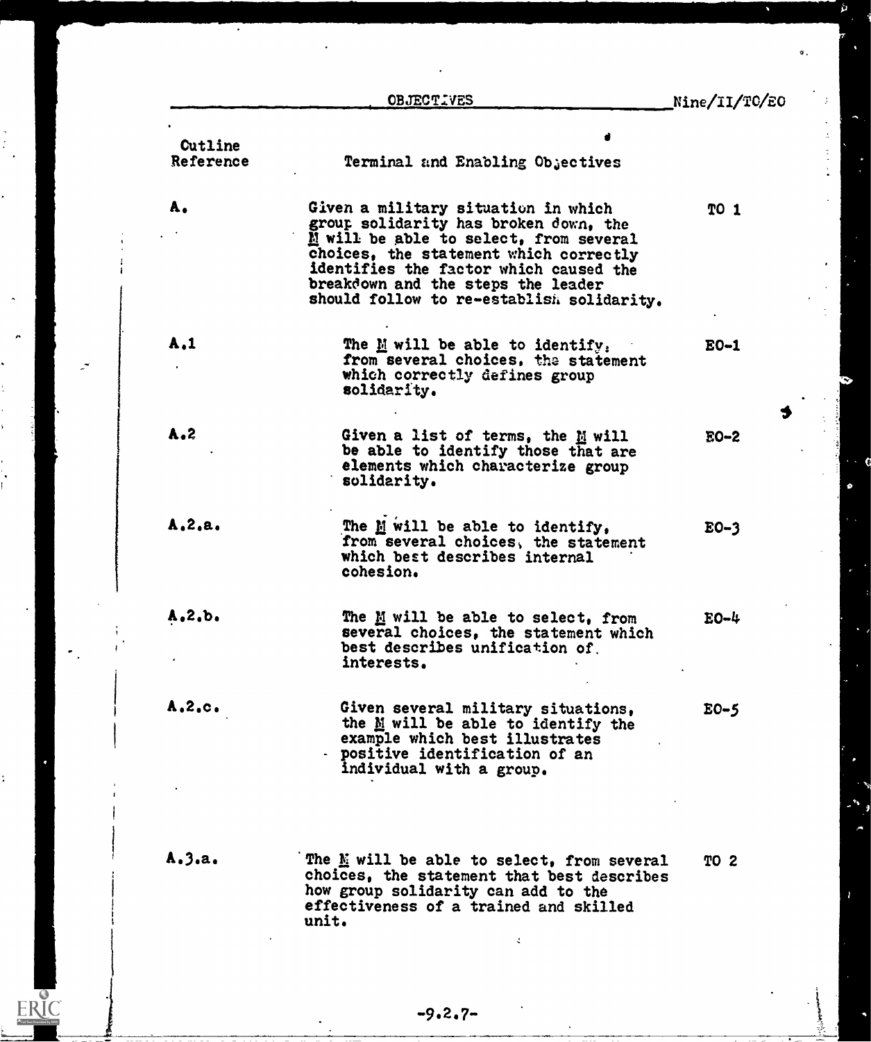OBJECTIVES Nine/II/TO/EO

| Outline Reference | Terminal and Enabling Objectives | |
|---|---|---|
| A. | Given a military situation in which group solidarity has broken down, the M will be able to select, from several choices, the statement which correctly identifies the factor which caused the breakdown and the steps the leader should follow to re-establish solidarity. | TO 1 |
| A.1 | The M will be able to identify, from several choices, the statement which correctly defines group solidarity. | EO-1 |
| A.2 | Given a list of terms, the M will be able to identify those that are elements which characterize group solidarity. | EO-2 |
| A.2.a. | The M will be able to identify, from several choices, the statement which best describes internal cohesion. | EO-3 |
| A.2.b. | The M will be able to select, from several choices, the statement which best describes unification of interests. | EO-4 |
| A.2.c. | Given several military situations, the M will be able to identify the example which best illustrates positive identification of an individual with a group. | EO-5 |
| A.3.a. | The M will be able to select, from several choices, the statement that best describes how group solidarity can add to the effectiveness of a trained and skilled unit. | TO 2 |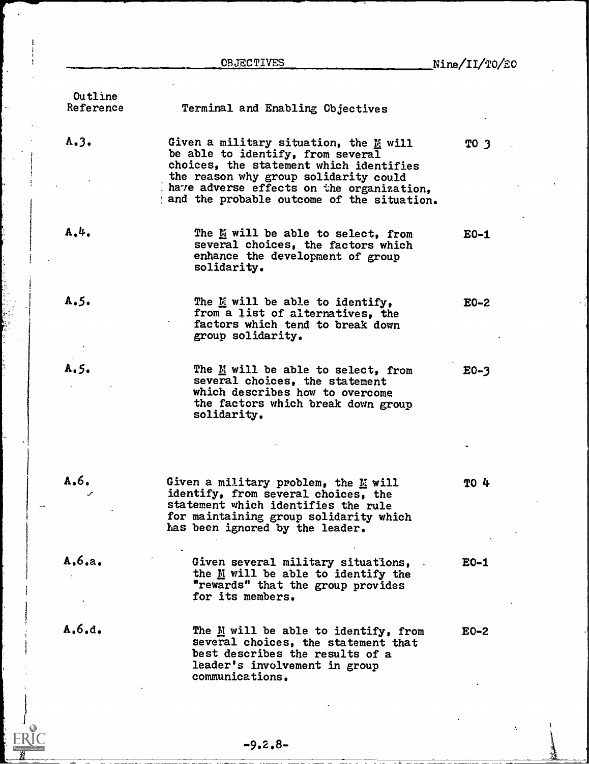OBJECTIVES Nine/II/TO/EO

| Outline Reference | Terminal and Enabling Objectives | |
|---|---|---|
| A.3. | Given a military situation, the M will be able to identify, from several choices, the statement which identifies the reason why group solidarity could have adverse effects on the organization, and the probable outcome of the situation. | TO 3 |
| A.4. | The M will be able to select, from several choices, the factors which enhance the development of group solidarity. | EO-1 |
| A.5. | The M will be able to identify, from a list of alternatives, the factors which tend to break down group solidarity. | EO-2 |
| A.5. | The M will be able to select, from several choices, the statement which describes how to overcome the factors which break down group solidarity. | EO-3 |
| A.6. | Given a military problem, the M will identify, from several choices, the statement which identifies the rule for maintaining group solidarity which has been ignored by the leader. | TO 4 |
| A.6.a. | Given several military situations, the M will be able to identify the "rewards" that the group provides for its members. | EO-1 |
| A.6.d. | The M will be able to identify, from several choices, the statement that best describes the results of a leader's involvement in group communications. | EO-2 |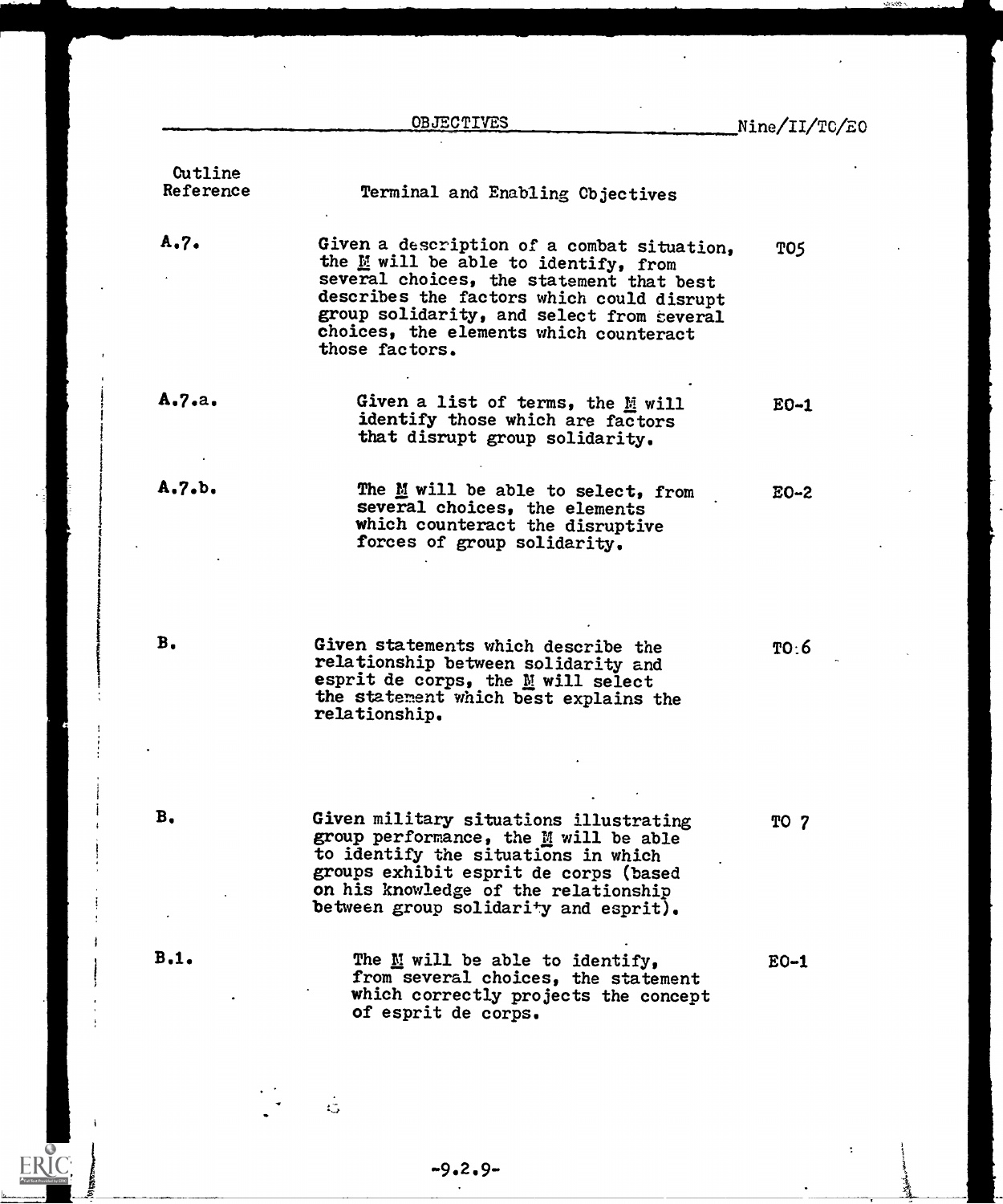## OBJECTIVES

Nine/II/TC/EO

| Outline Reference | Terminal and Enabling Objectives | |
|---|---|---|
| A.7. | Given a description of a combat situation, the M will be able to identify, from several choices, the statement that best describes the factors which could disrupt group solidarity, and select from several choices, the elements which counteract those factors. | TO5 |
| A.7.a. | Given a list of terms, the M will identify those which are factors that disrupt group solidarity. | EO-1 |
| A.7.b. | The M will be able to select, from several choices, the elements which counteract the disruptive forces of group solidarity. | EO-2 |
| B. | Given statements which describe the relationship between solidarity and esprit de corps, the M will select the statement which best explains the relationship. | TO 6 |
| B. | Given military situations illustrating group performance, the M will be able to identify the situations in which groups exhibit esprit de corps (based on his knowledge of the relationship between group solidarity and esprit). | TO 7 |
| B.1. | The M will be able to identify, from several choices, the statement which correctly projects the concept of esprit de corps. | EO-1 |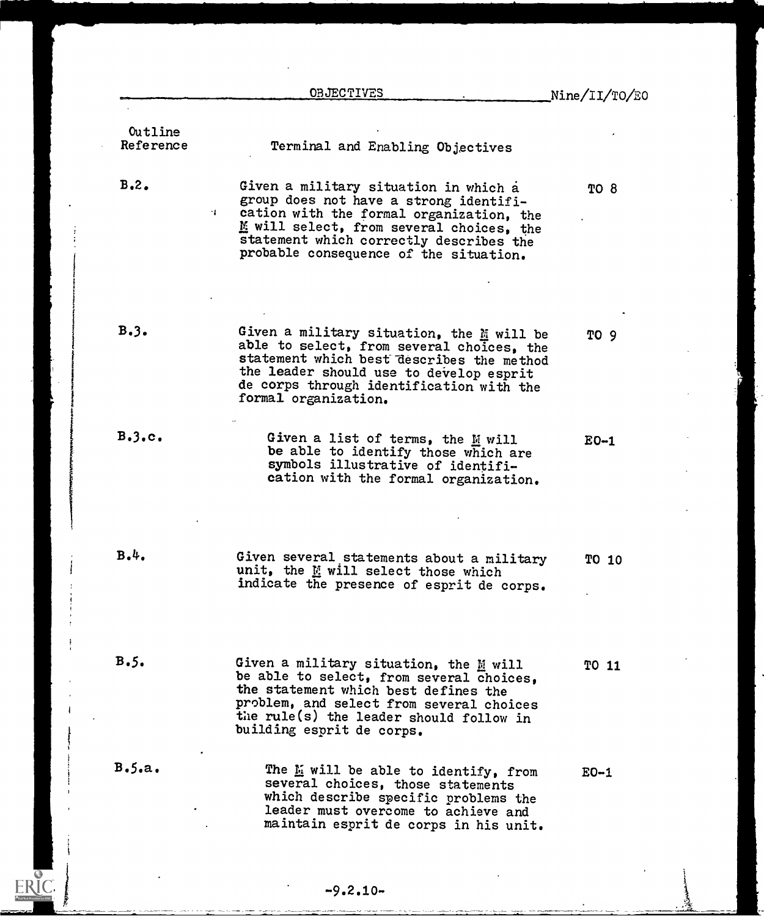OBJECTIVES Nine/II/TO/EO

| Outline Reference | Terminal and Enabling Objectives | |
|---|---|---|
| B.2. | Given a military situation in which a group does not have a strong identification with the formal organization, the M will select, from several choices, the statement which correctly describes the probable consequence of the situation. | TO 8 |
| B.3. | Given a military situation, the M will be able to select, from several choices, the statement which best describes the method the leader should use to develop esprit de corps through identification with the formal organization. | TO 9 |
| B.3.c. | Given a list of terms, the M will be able to identify those which are symbols illustrative of identification with the formal organization. | EO-1 |
| B.4. | Given several statements about a military unit, the M will select those which indicate the presence of esprit de corps. | TO 10 |
| B.5. | Given a military situation, the M will be able to select, from several choices, the statement which best defines the problem, and select from several choices the rule(s) the leader should follow in building esprit de corps. | TO 11 |
| B.5.a. | The M will be able to identify, from several choices, those statements which describe specific problems the leader must overcome to achieve and maintain esprit de corps in his unit. | EO-1 |

-9.2.10-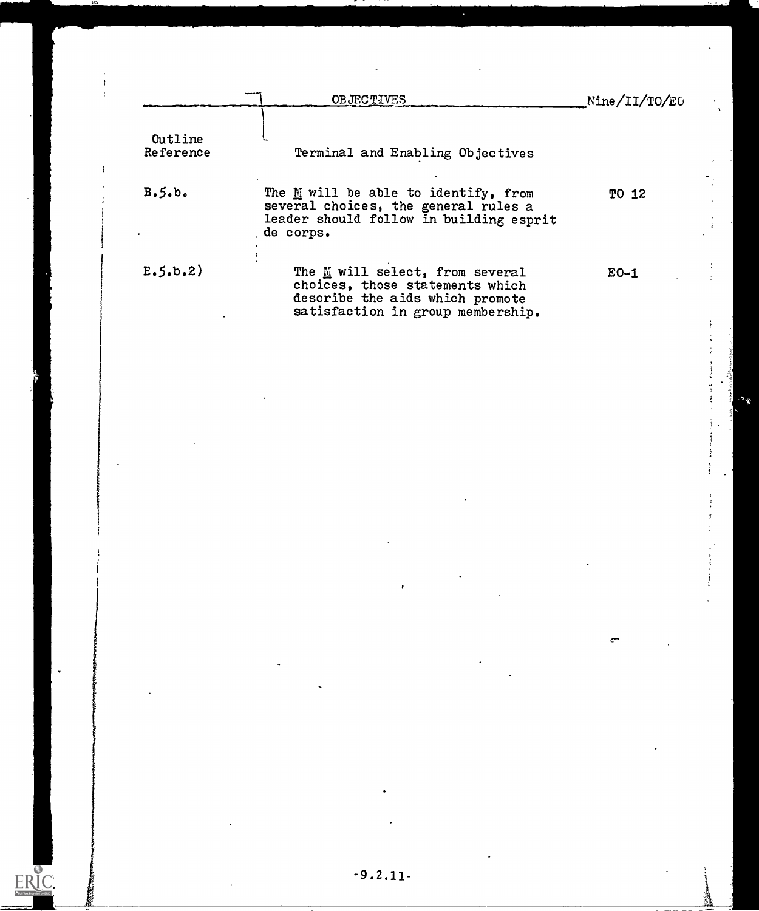| OBJECTIVES | | Nine/II/TO/EO |
|---|---|---|
| Outline Reference | Terminal and Enabling Objectives | |
| B.5.b. | The M will be able to identify, from several choices, the general rules a leader should follow in building esprit de corps. | TO 12 |
| B.5.b.2) | The M will select, from several choices, those statements which describe the aids which promote satisfaction in group membership. | EO-1 |